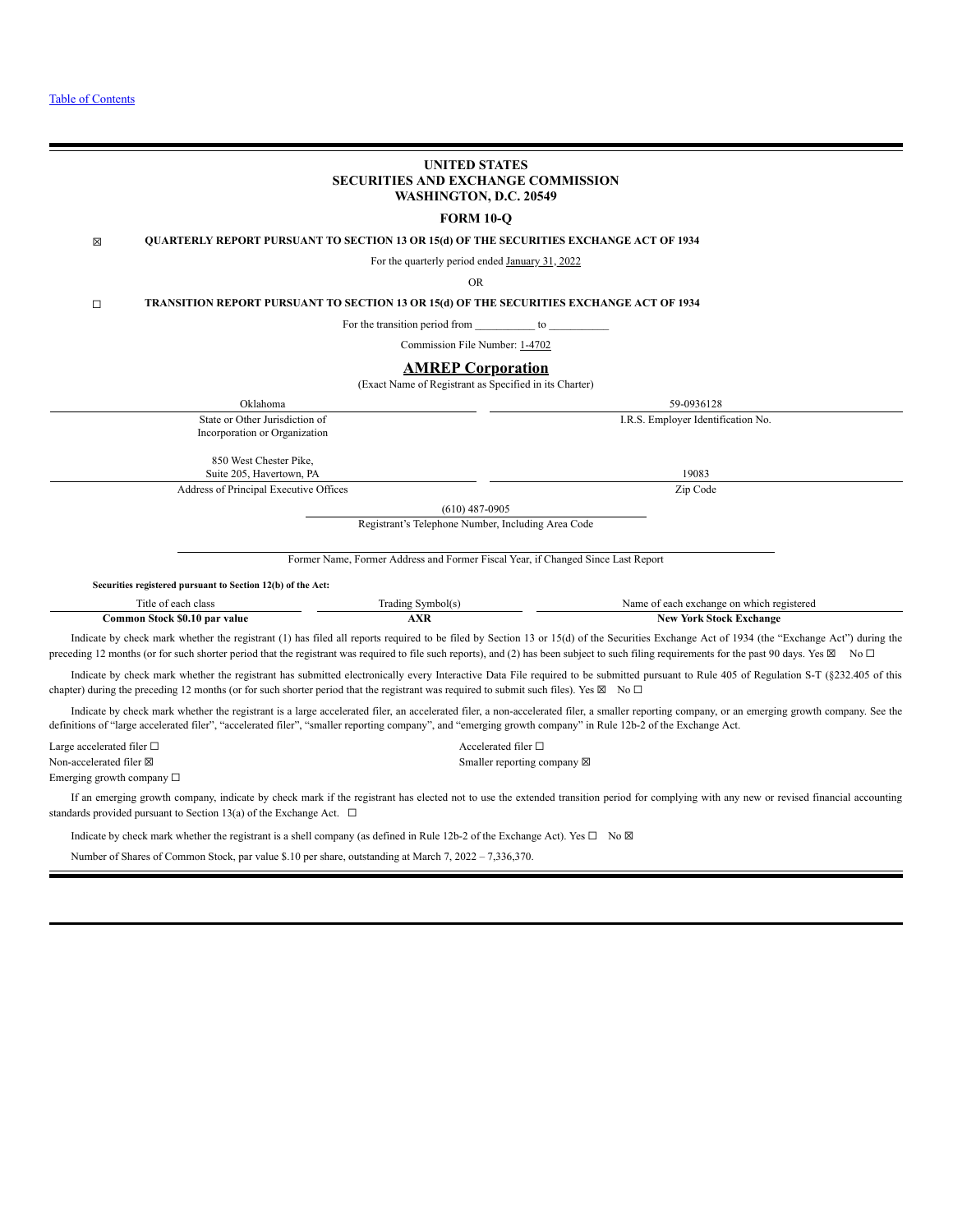[Table of Contents](#)

**UNITED STATES**
**SECURITIES AND EXCHANGE COMMISSION**
**WASHINGTON, D.C. 20549**

**FORM 10-Q**

☒ **QUARTERLY REPORT PURSUANT TO SECTION 13 OR 15(d) OF THE SECURITIES EXCHANGE ACT OF 1934**

For the quarterly period ended January 31, 2022

OR

☐ **TRANSITION REPORT PURSUANT TO SECTION 13 OR 15(d) OF THE SECURITIES EXCHANGE ACT OF 1934**

For the transition period from \_\_\_\_\_\_\_\_\_\_ to \_\_\_\_\_\_\_\_\_\_

Commission File Number: 1-4702

# AMREP Corporation

(Exact Name of Registrant as Specified in its Charter)

| Oklahoma | 59-0936128 |
|---|---|
| State or Other Jurisdiction of Incorporation or Organization | I.R.S. Employer Identification No. |
| 850 West Chester Pike, Suite 205, Havertown, PA | 19083 |
| Address of Principal Executive Offices | Zip Code |

(610) 487-0905
Registrant's Telephone Number, Including Area Code

Former Name, Former Address and Former Fiscal Year, if Changed Since Last Report

**Securities registered pursuant to Section 12(b) of the Act:**

| Title of each class | Trading Symbol(s) | Name of each exchange on which registered |
|---|---|---|
| **Common Stock $0.10 par value** | **AXR** | **New York Stock Exchange** |

Indicate by check mark whether the registrant (1) has filed all reports required to be filed by Section 13 or 15(d) of the Securities Exchange Act of 1934 (the "Exchange Act") during the preceding 12 months (or for such shorter period that the registrant was required to file such reports), and (2) has been subject to such filing requirements for the past 90 days. Yes ☒ No ☐

Indicate by check mark whether the registrant has submitted electronically every Interactive Data File required to be submitted pursuant to Rule 405 of Regulation S-T (§232.405 of this chapter) during the preceding 12 months (or for such shorter period that the registrant was required to submit such files). Yes ☒ No ☐

Indicate by check mark whether the registrant is a large accelerated filer, an accelerated filer, a non-accelerated filer, a smaller reporting company, or an emerging growth company. See the definitions of "large accelerated filer", "accelerated filer", "smaller reporting company", and "emerging growth company" in Rule 12b-2 of the Exchange Act.

| | |
|---|---|
| Large accelerated filer ☐ | Accelerated filer ☐ |
| Non-accelerated filer ☒ | Smaller reporting company ☒ |
| Emerging growth company ☐ | |

If an emerging growth company, indicate by check mark if the registrant has elected not to use the extended transition period for complying with any new or revised financial accounting standards provided pursuant to Section 13(a) of the Exchange Act. ☐

Indicate by check mark whether the registrant is a shell company (as defined in Rule 12b-2 of the Exchange Act). Yes ☐ No ☒

Number of Shares of Common Stock, par value $.10 per share, outstanding at March 7, 2022 – 7,336,370.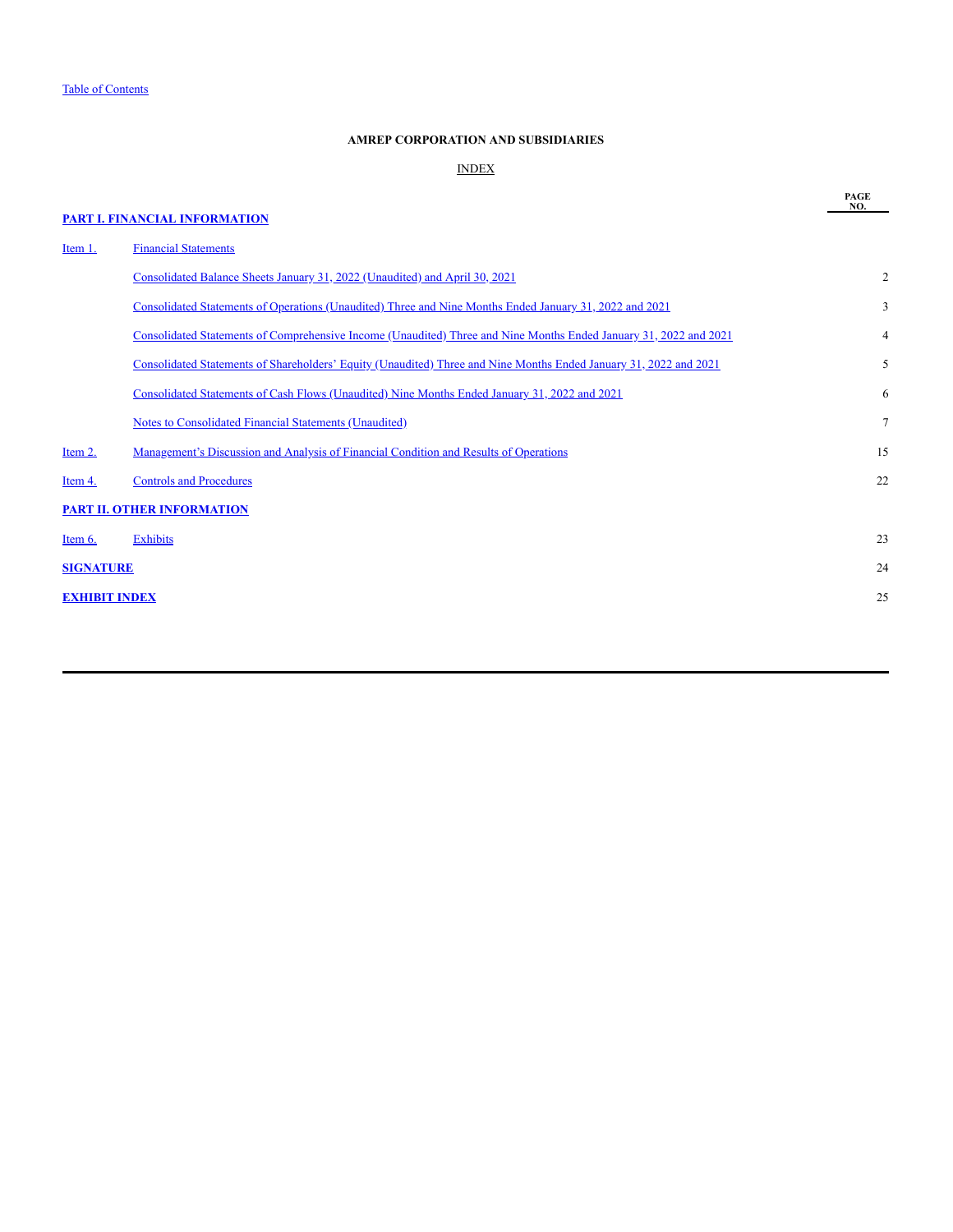Table of Contents

**AMREP CORPORATION AND SUBSIDIARIES**

INDEX

| | | PAGE NO. |
|---|---|---|
| **PART I. FINANCIAL INFORMATION** | | |
| Item 1. | Financial Statements | |
| | Consolidated Balance Sheets January 31, 2022 (Unaudited) and April 30, 2021 | 2 |
| | Consolidated Statements of Operations (Unaudited) Three and Nine Months Ended January 31, 2022 and 2021 | 3 |
| | Consolidated Statements of Comprehensive Income (Unaudited) Three and Nine Months Ended January 31, 2022 and 2021 | 4 |
| | Consolidated Statements of Shareholders' Equity (Unaudited) Three and Nine Months Ended January 31, 2022 and 2021 | 5 |
| | Consolidated Statements of Cash Flows (Unaudited) Nine Months Ended January 31, 2022 and 2021 | 6 |
| | Notes to Consolidated Financial Statements (Unaudited) | 7 |
| Item 2. | Management's Discussion and Analysis of Financial Condition and Results of Operations | 15 |
| Item 4. | Controls and Procedures | 22 |
| **PART II. OTHER INFORMATION** | | |
| Item 6. | Exhibits | 23 |
| **SIGNATURE** | | 24 |
| **EXHIBIT INDEX** | | 25 |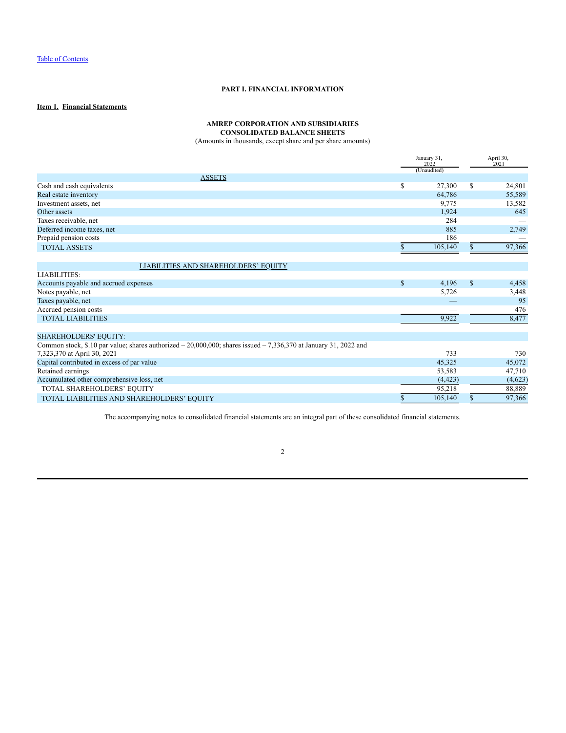[Table of Contents](#)

# PART I. FINANCIAL INFORMATION

## Item 1. Financial Statements

### AMREP CORPORATION AND SUBSIDIARIES
### CONSOLIDATED BALANCE SHEETS
(Amounts in thousands, except share and per share amounts)

| | January 31, 2022 (Unaudited) | April 30, 2021 |
|---|---|---|
| **ASSETS** | | |
| Cash and cash equivalents | $ 27,300 | $ 24,801 |
| Real estate inventory | 64,786 | 55,589 |
| Investment assets, net | 9,775 | 13,582 |
| Other assets | 1,924 | 645 |
| Taxes receivable, net | 284 | — |
| Deferred income taxes, net | 885 | 2,749 |
| Prepaid pension costs | 186 | — |
| TOTAL ASSETS | $ 105,140 | $ 97,366 |
| | | |
| **LIABILITIES AND SHAREHOLDERS' EQUITY** | | |
| LIABILITIES: | | |
| Accounts payable and accrued expenses | $ 4,196 | $ 4,458 |
| Notes payable, net | 5,726 | 3,448 |
| Taxes payable, net | — | 95 |
| Accrued pension costs | — | 476 |
| TOTAL LIABILITIES | 9,922 | 8,477 |
| | | |
| SHAREHOLDERS' EQUITY: | | |
| Common stock, $.10 par value; shares authorized – 20,000,000; shares issued – 7,336,370 at January 31, 2022 and 7,323,370 at April 30, 2021 | 733 | 730 |
| Capital contributed in excess of par value | 45,325 | 45,072 |
| Retained earnings | 53,583 | 47,710 |
| Accumulated other comprehensive loss, net | (4,423) | (4,623) |
| TOTAL SHAREHOLDERS' EQUITY | 95,218 | 88,889 |
| TOTAL LIABILITIES AND SHAREHOLDERS' EQUITY | $ 105,140 | $ 97,366 |

The accompanying notes to consolidated financial statements are an integral part of these consolidated financial statements.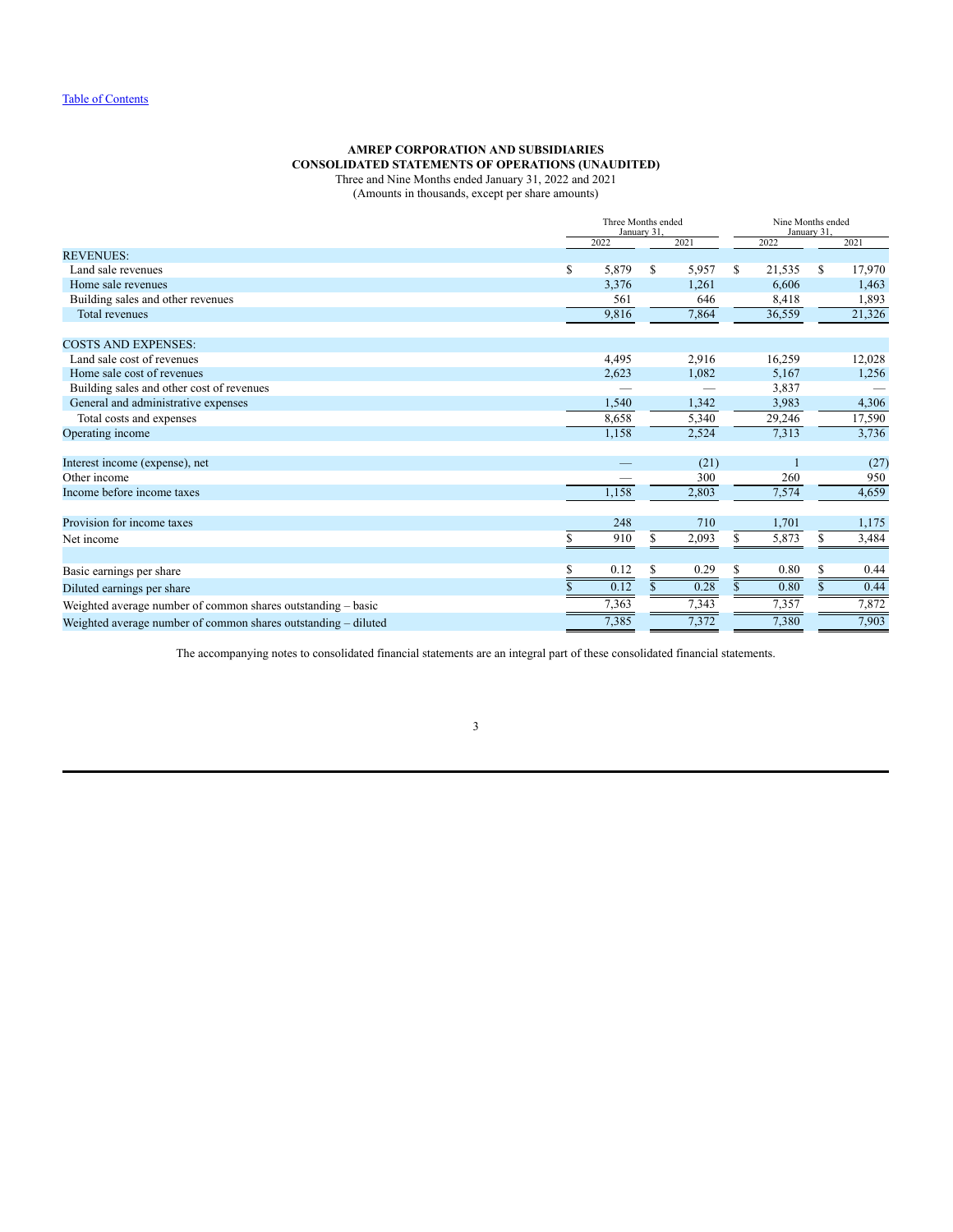[Table of Contents](#)

**AMREP CORPORATION AND SUBSIDIARIES**
**CONSOLIDATED STATEMENTS OF OPERATIONS (UNAUDITED)**
Three and Nine Months ended January 31, 2022 and 2021
(Amounts in thousands, except per share amounts)

| | Three Months ended January 31, | | Nine Months ended January 31, | |
|---|---|---|---|---|
| | 2022 | 2021 | 2022 | 2021 |
| REVENUES: | | | | |
| Land sale revenues | $ 5,879 | $ 5,957 | $ 21,535 | $ 17,970 |
| Home sale revenues | 3,376 | 1,261 | 6,606 | 1,463 |
| Building sales and other revenues | 561 | 646 | 8,418 | 1,893 |
| Total revenues | 9,816 | 7,864 | 36,559 | 21,326 |
| COSTS AND EXPENSES: | | | | |
| Land sale cost of revenues | 4,495 | 2,916 | 16,259 | 12,028 |
| Home sale cost of revenues | 2,623 | 1,082 | 5,167 | 1,256 |
| Building sales and other cost of revenues | — | — | 3,837 | — |
| General and administrative expenses | 1,540 | 1,342 | 3,983 | 4,306 |
| Total costs and expenses | 8,658 | 5,340 | 29,246 | 17,590 |
| Operating income | 1,158 | 2,524 | 7,313 | 3,736 |
| Interest income (expense), net | — | (21) | 1 | (27) |
| Other income | — | 300 | 260 | 950 |
| Income before income taxes | 1,158 | 2,803 | 7,574 | 4,659 |
| Provision for income taxes | 248 | 710 | 1,701 | 1,175 |
| Net income | $ 910 | $ 2,093 | $ 5,873 | $ 3,484 |
| Basic earnings per share | $ 0.12 | $ 0.29 | $ 0.80 | $ 0.44 |
| Diluted earnings per share | $ 0.12 | $ 0.28 | $ 0.80 | $ 0.44 |
| Weighted average number of common shares outstanding – basic | 7,363 | 7,343 | 7,357 | 7,872 |
| Weighted average number of common shares outstanding – diluted | 7,385 | 7,372 | 7,380 | 7,903 |

The accompanying notes to consolidated financial statements are an integral part of these consolidated financial statements.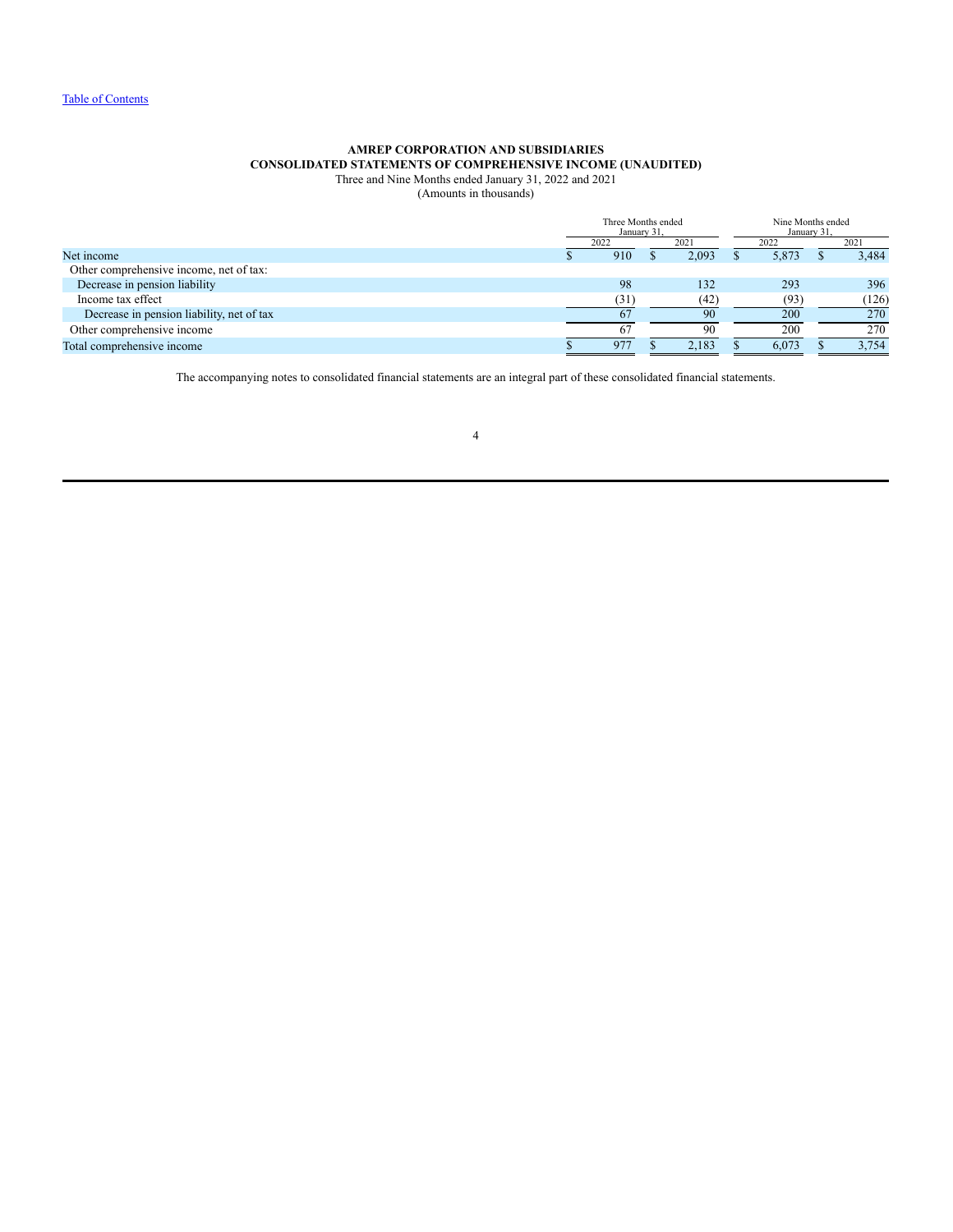**AMREP CORPORATION AND SUBSIDIARIES**
**CONSOLIDATED STATEMENTS OF COMPREHENSIVE INCOME (UNAUDITED)**
Three and Nine Months ended January 31, 2022 and 2021
(Amounts in thousands)

| | Three Months ended January 31, | | Nine Months ended January 31, | |
|---|---|---|---|---|
| | 2022 | 2021 | 2022 | 2021 |
| Net income | $ 910 | $ 2,093 | $ 5,873 | $ 3,484 |
| Other comprehensive income, net of tax: | | | | |
| Decrease in pension liability | 98 | 132 | 293 | 396 |
| Income tax effect | (31) | (42) | (93) | (126) |
| Decrease in pension liability, net of tax | 67 | 90 | 200 | 270 |
| Other comprehensive income | 67 | 90 | 200 | 270 |
| Total comprehensive income | $ 977 | $ 2,183 | $ 6,073 | $ 3,754 |

The accompanying notes to consolidated financial statements are an integral part of these consolidated financial statements.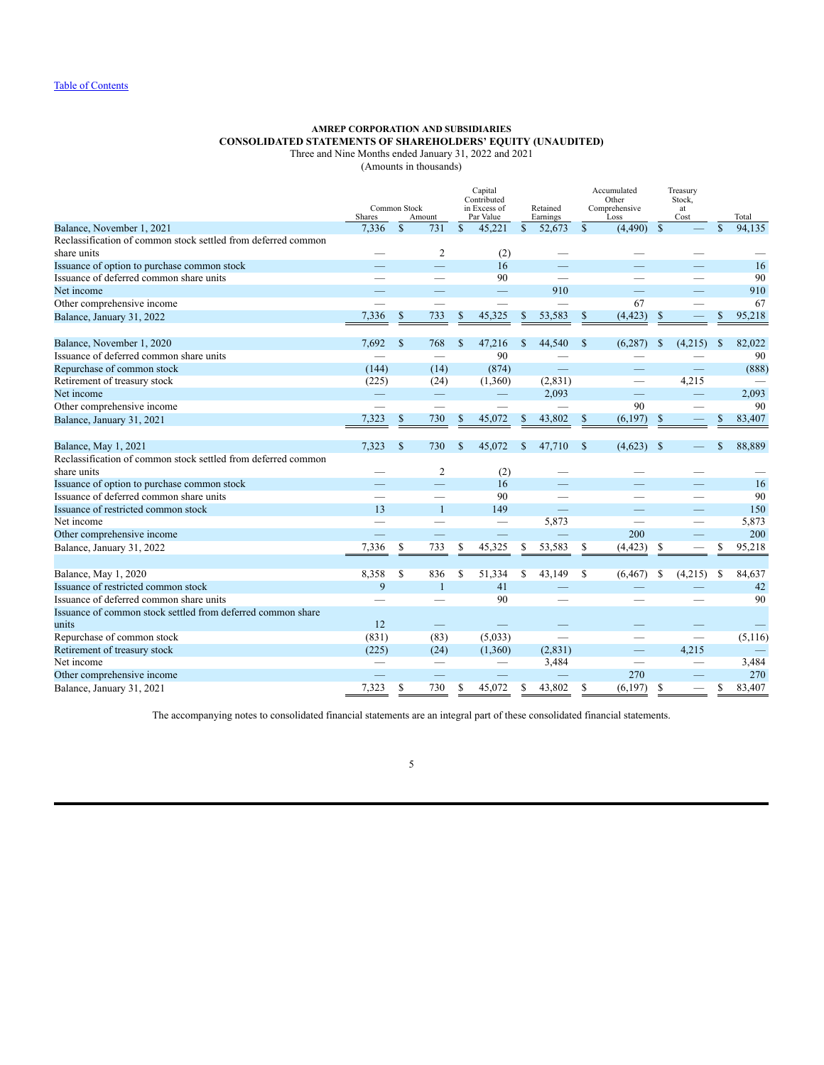[Table of Contents](#)

**AMREP CORPORATION AND SUBSIDIARIES**
**CONSOLIDATED STATEMENTS OF SHAREHOLDERS' EQUITY (UNAUDITED)**
Three and Nine Months ended January 31, 2022 and 2021
(Amounts in thousands)

| | Common Stock Shares | Common Stock Amount | Capital Contributed in Excess of Par Value | Retained Earnings | Accumulated Other Comprehensive Loss | Treasury Stock, at Cost | Total |
|---|---|---|---|---|---|---|---|
| Balance, November 1, 2021 | 7,336 | $ 731 | $ 45,221 | $ 52,673 | $ (4,490) | $ — | $ 94,135 |
| Reclassification of common stock settled from deferred common share units | — | 2 | (2) | — | — | — | — |
| Issuance of option to purchase common stock | — | — | 16 | — | — | — | 16 |
| Issuance of deferred common share units | — | — | 90 | — | — | — | 90 |
| Net income | — | — | — | 910 | — | — | 910 |
| Other comprehensive income | — | — | — | — | 67 | — | 67 |
| Balance, January 31, 2022 | 7,336 | $ 733 | $ 45,325 | $ 53,583 | $ (4,423) | $ — | $ 95,218 |
| | | | | | | | |
| Balance, November 1, 2020 | 7,692 | $ 768 | $ 47,216 | $ 44,540 | $ (6,287) | $ (4,215) | $ 82,022 |
| Issuance of deferred common share units | — | — | 90 | — | — | — | 90 |
| Repurchase of common stock | (144) | (14) | (874) | — | — | — | (888) |
| Retirement of treasury stock | (225) | (24) | (1,360) | (2,831) | — | 4,215 | — |
| Net income | — | — | — | 2,093 | — | — | 2,093 |
| Other comprehensive income | — | — | — | — | 90 | — | 90 |
| Balance, January 31, 2021 | 7,323 | $ 730 | $ 45,072 | $ 43,802 | $ (6,197) | $ — | $ 83,407 |
| | | | | | | | |
| Balance, May 1, 2021 | 7,323 | $ 730 | $ 45,072 | $ 47,710 | $ (4,623) | $ — | $ 88,889 |
| Reclassification of common stock settled from deferred common share units | — | 2 | (2) | — | — | — | — |
| Issuance of option to purchase common stock | — | — | 16 | — | — | — | 16 |
| Issuance of deferred common share units | — | — | 90 | — | — | — | 90 |
| Issuance of restricted common stock | 13 | 1 | 149 | — | — | — | 150 |
| Net income | — | — | — | 5,873 | — | — | 5,873 |
| Other comprehensive income | — | — | — | — | 200 | — | 200 |
| Balance, January 31, 2022 | 7,336 | $ 733 | $ 45,325 | $ 53,583 | $ (4,423) | $ — | $ 95,218 |
| | | | | | | | |
| Balance, May 1, 2020 | 8,358 | $ 836 | $ 51,334 | $ 43,149 | $ (6,467) | $ (4,215) | $ 84,637 |
| Issuance of restricted common stock | 9 | 1 | 41 | — | — | — | 42 |
| Issuance of deferred common share units | — | — | 90 | — | — | — | 90 |
| Issuance of common stock settled from deferred common share units | 12 | — | — | — | — | — | — |
| Repurchase of common stock | (831) | (83) | (5,033) | — | — | — | (5,116) |
| Retirement of treasury stock | (225) | (24) | (1,360) | (2,831) | — | 4,215 | — |
| Net income | — | — | — | 3,484 | — | — | 3,484 |
| Other comprehensive income | — | — | — | — | 270 | — | 270 |
| Balance, January 31, 2021 | 7,323 | $ 730 | $ 45,072 | $ 43,802 | $ (6,197) | $ — | $ 83,407 |

The accompanying notes to consolidated financial statements are an integral part of these consolidated financial statements.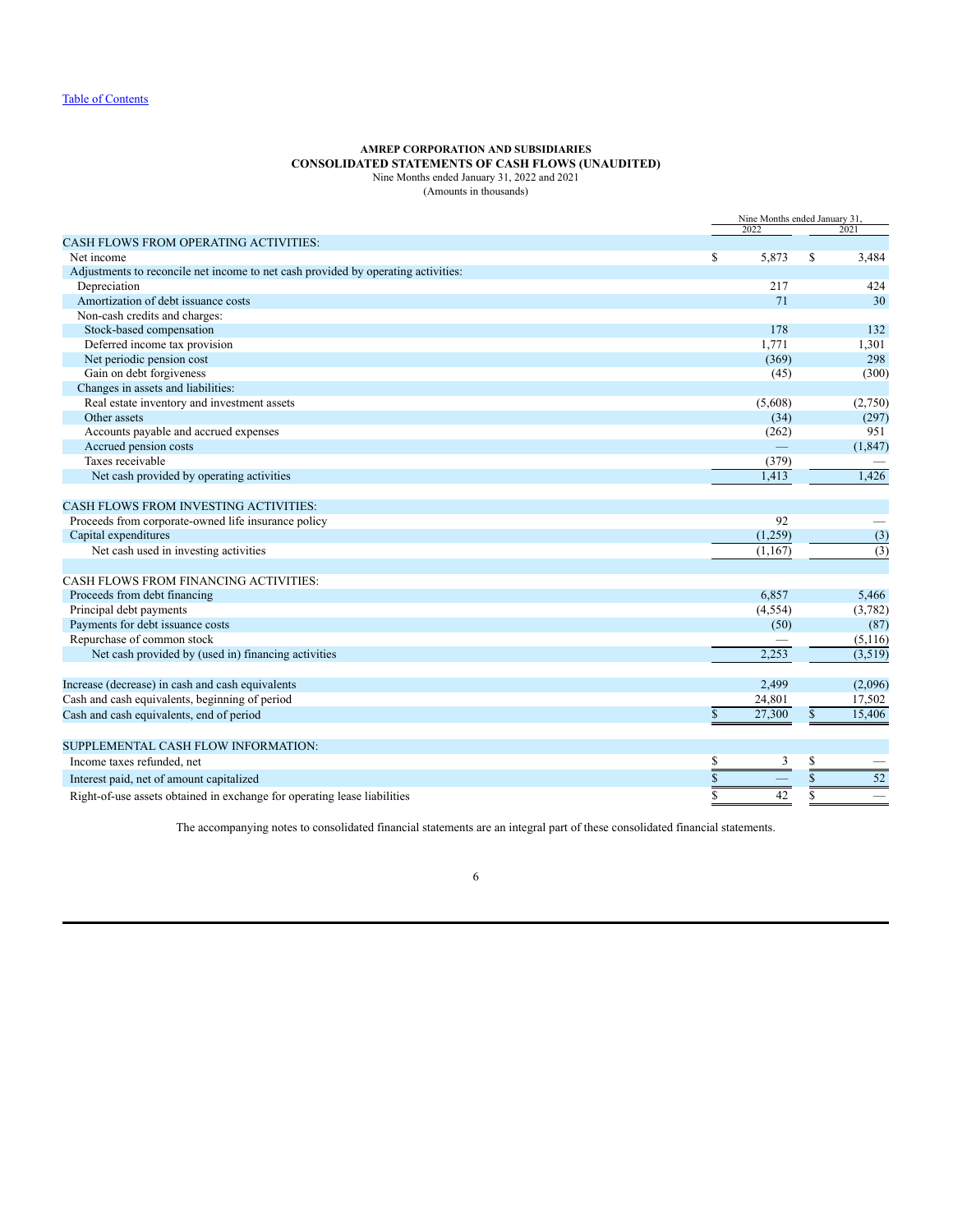[Table of Contents](#)

**AMREP CORPORATION AND SUBSIDIARIES**
**CONSOLIDATED STATEMENTS OF CASH FLOWS (UNAUDITED)**
Nine Months ended January 31, 2022 and 2021
(Amounts in thousands)

| | Nine Months ended January 31, | |
|---|---|---|
| | 2022 | 2021 |
| CASH FLOWS FROM OPERATING ACTIVITIES: | | |
| Net income | $ 5,873 | $ 3,484 |
| Adjustments to reconcile net income to net cash provided by operating activities: | | |
| Depreciation | 217 | 424 |
| Amortization of debt issuance costs | 71 | 30 |
| Non-cash credits and charges: | | |
| Stock-based compensation | 178 | 132 |
| Deferred income tax provision | 1,771 | 1,301 |
| Net periodic pension cost | (369) | 298 |
| Gain on debt forgiveness | (45) | (300) |
| Changes in assets and liabilities: | | |
| Real estate inventory and investment assets | (5,608) | (2,750) |
| Other assets | (34) | (297) |
| Accounts payable and accrued expenses | (262) | 951 |
| Accrued pension costs | — | (1,847) |
| Taxes receivable | (379) | — |
| Net cash provided by operating activities | 1,413 | 1,426 |
| | | |
| CASH FLOWS FROM INVESTING ACTIVITIES: | | |
| Proceeds from corporate-owned life insurance policy | 92 | — |
| Capital expenditures | (1,259) | (3) |
| Net cash used in investing activities | (1,167) | (3) |
| | | |
| CASH FLOWS FROM FINANCING ACTIVITIES: | | |
| Proceeds from debt financing | 6,857 | 5,466 |
| Principal debt payments | (4,554) | (3,782) |
| Payments for debt issuance costs | (50) | (87) |
| Repurchase of common stock | — | (5,116) |
| Net cash provided by (used in) financing activities | 2,253 | (3,519) |
| | | |
| Increase (decrease) in cash and cash equivalents | 2,499 | (2,096) |
| Cash and cash equivalents, beginning of period | 24,801 | 17,502 |
| Cash and cash equivalents, end of period | $ 27,300 | $ 15,406 |
| | | |
| SUPPLEMENTAL CASH FLOW INFORMATION: | | |
| Income taxes refunded, net | $ 3 | $ — |
| Interest paid, net of amount capitalized | $ — | $ 52 |
| Right-of-use assets obtained in exchange for operating lease liabilities | $ 42 | $ — |

The accompanying notes to consolidated financial statements are an integral part of these consolidated financial statements.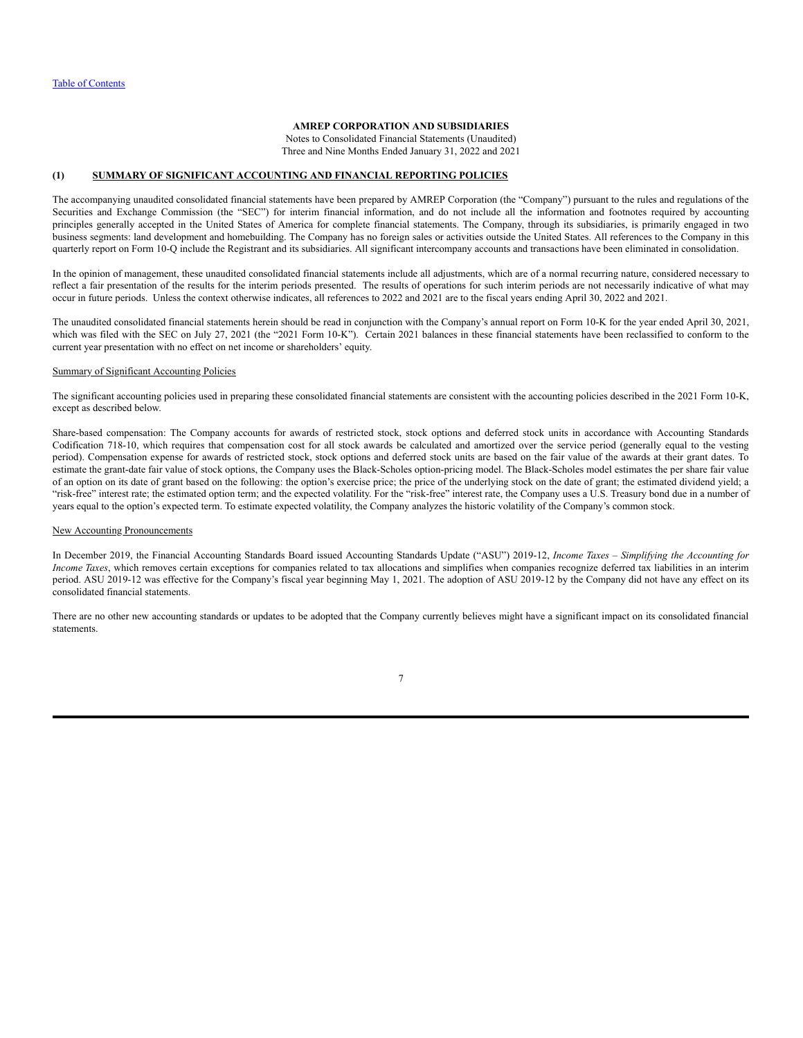**AMREP CORPORATION AND SUBSIDIARIES**

Notes to Consolidated Financial Statements (Unaudited)
Three and Nine Months Ended January 31, 2022 and 2021

## (1) SUMMARY OF SIGNIFICANT ACCOUNTING AND FINANCIAL REPORTING POLICIES

The accompanying unaudited consolidated financial statements have been prepared by AMREP Corporation (the "Company") pursuant to the rules and regulations of the Securities and Exchange Commission (the "SEC") for interim financial information, and do not include all the information and footnotes required by accounting principles generally accepted in the United States of America for complete financial statements. The Company, through its subsidiaries, is primarily engaged in two business segments: land development and homebuilding. The Company has no foreign sales or activities outside the United States. All references to the Company in this quarterly report on Form 10-Q include the Registrant and its subsidiaries. All significant intercompany accounts and transactions have been eliminated in consolidation.

In the opinion of management, these unaudited consolidated financial statements include all adjustments, which are of a normal recurring nature, considered necessary to reflect a fair presentation of the results for the interim periods presented. The results of operations for such interim periods are not necessarily indicative of what may occur in future periods. Unless the context otherwise indicates, all references to 2022 and 2021 are to the fiscal years ending April 30, 2022 and 2021.

The unaudited consolidated financial statements herein should be read in conjunction with the Company's annual report on Form 10-K for the year ended April 30, 2021, which was filed with the SEC on July 27, 2021 (the "2021 Form 10-K"). Certain 2021 balances in these financial statements have been reclassified to conform to the current year presentation with no effect on net income or shareholders' equity.

Summary of Significant Accounting Policies

The significant accounting policies used in preparing these consolidated financial statements are consistent with the accounting policies described in the 2021 Form 10-K, except as described below.

Share-based compensation: The Company accounts for awards of restricted stock, stock options and deferred stock units in accordance with Accounting Standards Codification 718-10, which requires that compensation cost for all stock awards be calculated and amortized over the service period (generally equal to the vesting period). Compensation expense for awards of restricted stock, stock options and deferred stock units are based on the fair value of the awards at their grant dates. To estimate the grant-date fair value of stock options, the Company uses the Black-Scholes option-pricing model. The Black-Scholes model estimates the per share fair value of an option on its date of grant based on the following: the option's exercise price; the price of the underlying stock on the date of grant; the estimated dividend yield; a "risk-free" interest rate; the estimated option term; and the expected volatility. For the "risk-free" interest rate, the Company uses a U.S. Treasury bond due in a number of years equal to the option's expected term. To estimate expected volatility, the Company analyzes the historic volatility of the Company's common stock.

New Accounting Pronouncements

In December 2019, the Financial Accounting Standards Board issued Accounting Standards Update ("ASU") 2019-12, *Income Taxes – Simplifying the Accounting for Income Taxes*, which removes certain exceptions for companies related to tax allocations and simplifies when companies recognize deferred tax liabilities in an interim period. ASU 2019-12 was effective for the Company's fiscal year beginning May 1, 2021. The adoption of ASU 2019-12 by the Company did not have any effect on its consolidated financial statements.

There are no other new accounting standards or updates to be adopted that the Company currently believes might have a significant impact on its consolidated financial statements.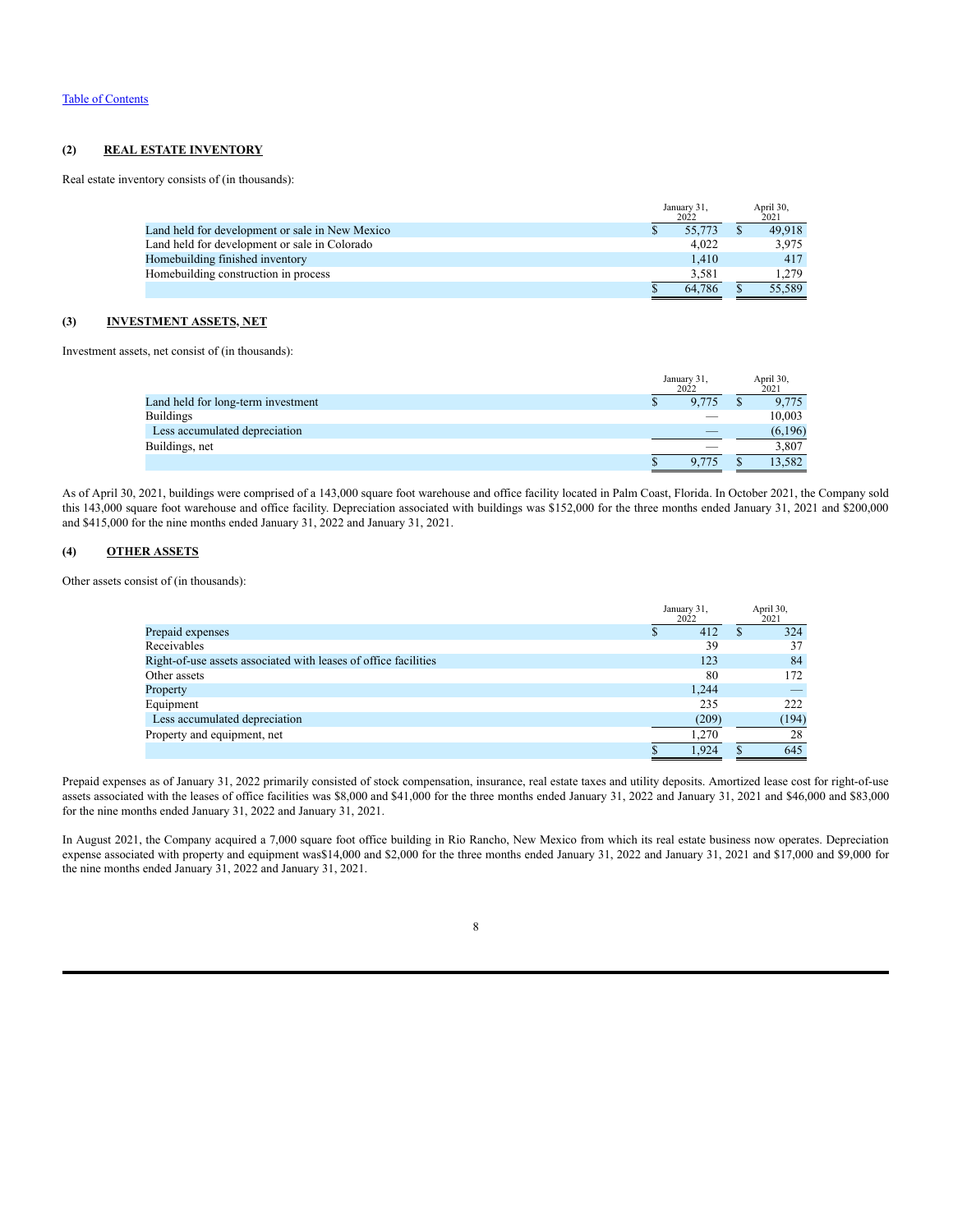[Table of Contents](#)

### (2) REAL ESTATE INVENTORY

Real estate inventory consists of (in thousands):

| | January 31, 2022 | April 30, 2021 |
|---|---|---|
| Land held for development or sale in New Mexico | $ 55,773 | $ 49,918 |
| Land held for development or sale in Colorado | 4,022 | 3,975 |
| Homebuilding finished inventory | 1,410 | 417 |
| Homebuilding construction in process | 3,581 | 1,279 |
| | $ 64,786 | $ 55,589 |

### (3) INVESTMENT ASSETS, NET

Investment assets, net consist of (in thousands):

| | January 31, 2022 | April 30, 2021 |
|---|---|---|
| Land held for long-term investment | $ 9,775 | $ 9,775 |
| Buildings | — | 10,003 |
| Less accumulated depreciation | — | (6,196) |
| Buildings, net | — | 3,807 |
| | $ 9,775 | $ 13,582 |

As of April 30, 2021, buildings were comprised of a 143,000 square foot warehouse and office facility located in Palm Coast, Florida. In October 2021, the Company sold this 143,000 square foot warehouse and office facility. Depreciation associated with buildings was $152,000 for the three months ended January 31, 2021 and $200,000 and $415,000 for the nine months ended January 31, 2022 and January 31, 2021.

### (4) OTHER ASSETS

Other assets consist of (in thousands):

| | January 31, 2022 | April 30, 2021 |
|---|---|---|
| Prepaid expenses | $ 412 | $ 324 |
| Receivables | 39 | 37 |
| Right-of-use assets associated with leases of office facilities | 123 | 84 |
| Other assets | 80 | 172 |
| Property | 1,244 | — |
| Equipment | 235 | 222 |
| Less accumulated depreciation | (209) | (194) |
| Property and equipment, net | 1,270 | 28 |
| | $ 1,924 | $ 645 |

Prepaid expenses as of January 31, 2022 primarily consisted of stock compensation, insurance, real estate taxes and utility deposits. Amortized lease cost for right-of-use assets associated with the leases of office facilities was $8,000 and $41,000 for the three months ended January 31, 2022 and January 31, 2021 and $46,000 and $83,000 for the nine months ended January 31, 2022 and January 31, 2021.

In August 2021, the Company acquired a 7,000 square foot office building in Rio Rancho, New Mexico from which its real estate business now operates. Depreciation expense associated with property and equipment was$14,000 and $2,000 for the three months ended January 31, 2022 and January 31, 2021 and $17,000 and $9,000 for the nine months ended January 31, 2022 and January 31, 2021.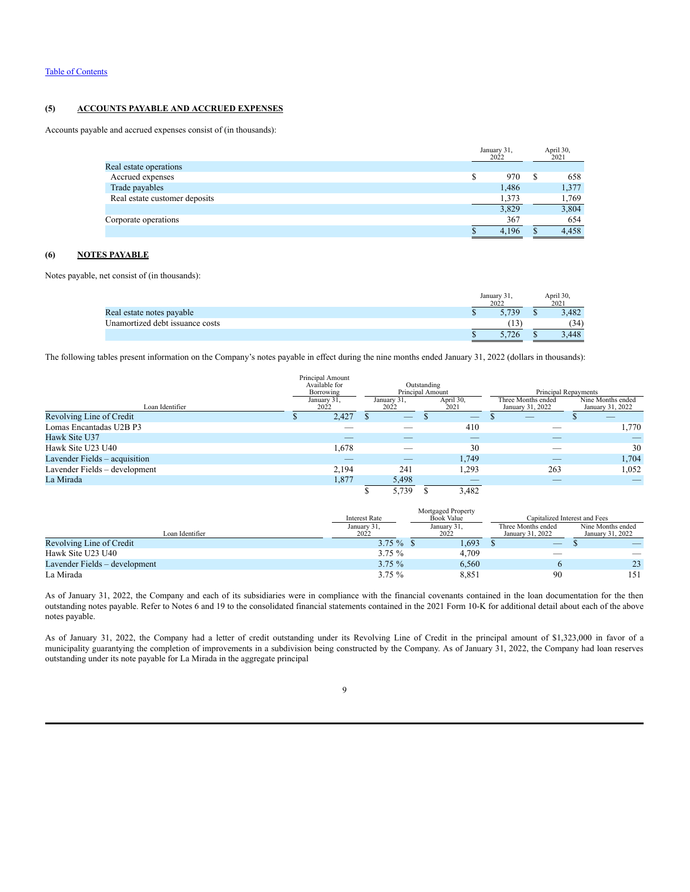[Table of Contents](#)

### (5) ACCOUNTS PAYABLE AND ACCRUED EXPENSES

Accounts payable and accrued expenses consist of (in thousands):

| | January 31, 2022 | April 30, 2021 |
|---|---|---|
| Real estate operations | | |
| Accrued expenses | $ 970 | $ 658 |
| Trade payables | 1,486 | 1,377 |
| Real estate customer deposits | 1,373 | 1,769 |
| | 3,829 | 3,804 |
| Corporate operations | 367 | 654 |
| | $ 4,196 | $ 4,458 |

### (6) NOTES PAYABLE

Notes payable, net consist of (in thousands):

| | January 31, 2022 | April 30, 2021 |
|---|---|---|
| Real estate notes payable | $ 5,739 | $ 3,482 |
| Unamortized debt issuance costs | (13) | (34) |
| | $ 5,726 | $ 3,448 |

The following tables present information on the Company's notes payable in effect during the nine months ended January 31, 2022 (dollars in thousands):

| Loan Identifier | Principal Amount Available for Borrowing | Outstanding Principal Amount | | Principal Repayments | |
|---|---|---|---|---|---|
| | January 31, 2022 | January 31, 2022 | April 30, 2021 | Three Months ended January 31, 2022 | Nine Months ended January 31, 2022 |
| Revolving Line of Credit | $ 2,427 | $ — | $ — | $ — | $ — |
| Lomas Encantadas U2B P3 | — | — | 410 | — | 1,770 |
| Hawk Site U37 | — | — | — | — | — |
| Hawk Site U23 U40 | 1,678 | — | 30 | — | 30 |
| Lavender Fields – acquisition | — | — | 1,749 | — | 1,704 |
| Lavender Fields – development | 2,194 | 241 | 1,293 | 263 | 1,052 |
| La Mirada | 1,877 | 5,498 | — | — | — |
| | | $ 5,739 | $ 3,482 | | |

| Loan Identifier | Interest Rate | Mortgaged Property Book Value | Capitalized Interest and Fees | |
|---|---|---|---|---|
| | January 31, 2022 | January 31, 2022 | Three Months ended January 31, 2022 | Nine Months ended January 31, 2022 |
| Revolving Line of Credit | 3.75 % | $ 1,693 | $ — | $ — |
| Hawk Site U23 U40 | 3.75 % | 4,709 | — | — |
| Lavender Fields – development | 3.75 % | 6,560 | 6 | 23 |
| La Mirada | 3.75 % | 8,851 | 90 | 151 |

As of January 31, 2022, the Company and each of its subsidiaries were in compliance with the financial covenants contained in the loan documentation for the then outstanding notes payable. Refer to Notes 6 and 19 to the consolidated financial statements contained in the 2021 Form 10-K for additional detail about each of the above notes payable.

As of January 31, 2022, the Company had a letter of credit outstanding under its Revolving Line of Credit in the principal amount of $1,323,000 in favor of a municipality guarantying the completion of improvements in a subdivision being constructed by the Company. As of January 31, 2022, the Company had loan reserves outstanding under its note payable for La Mirada in the aggregate principal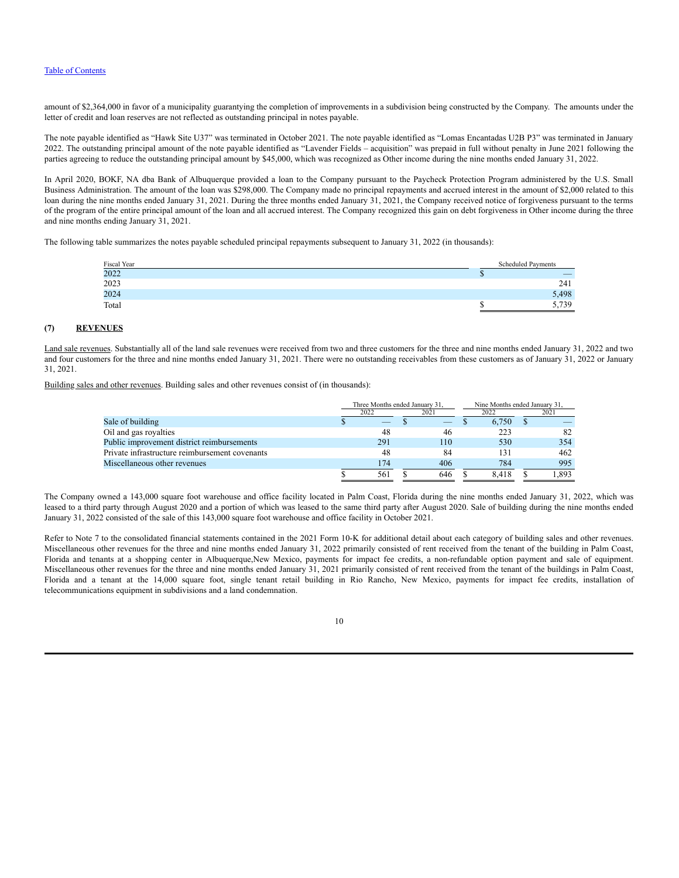amount of $2,364,000 in favor of a municipality guarantying the completion of improvements in a subdivision being constructed by the Company. The amounts under the letter of credit and loan reserves are not reflected as outstanding principal in notes payable.

The note payable identified as "Hawk Site U37" was terminated in October 2021. The note payable identified as "Lomas Encantadas U2B P3" was terminated in January 2022. The outstanding principal amount of the note payable identified as "Lavender Fields – acquisition" was prepaid in full without penalty in June 2021 following the parties agreeing to reduce the outstanding principal amount by $45,000, which was recognized as Other income during the nine months ended January 31, 2022.

In April 2020, BOKF, NA dba Bank of Albuquerque provided a loan to the Company pursuant to the Paycheck Protection Program administered by the U.S. Small Business Administration. The amount of the loan was $298,000. The Company made no principal repayments and accrued interest in the amount of $2,000 related to this loan during the nine months ended January 31, 2021. During the three months ended January 31, 2021, the Company received notice of forgiveness pursuant to the terms of the program of the entire principal amount of the loan and all accrued interest. The Company recognized this gain on debt forgiveness in Other income during the three and nine months ending January 31, 2021.

The following table summarizes the notes payable scheduled principal repayments subsequent to January 31, 2022 (in thousands):

| Fiscal Year | Scheduled Payments |
|---|---|
| 2022 | $ — |
| 2023 | 241 |
| 2024 | 5,498 |
| Total | $ 5,739 |

## (7) REVENUES

Land sale revenues. Substantially all of the land sale revenues were received from two and three customers for the three and nine months ended January 31, 2022 and two and four customers for the three and nine months ended January 31, 2021. There were no outstanding receivables from these customers as of January 31, 2022 or January 31, 2021.

Building sales and other revenues. Building sales and other revenues consist of (in thousands):

| | Three Months ended January 31, | | Nine Months ended January 31, | |
|---|---|---|---|---|
| | 2022 | 2021 | 2022 | 2021 |
| Sale of building | $ — | $ — | $ 6,750 | $ — |
| Oil and gas royalties | 48 | 46 | 223 | 82 |
| Public improvement district reimbursements | 291 | 110 | 530 | 354 |
| Private infrastructure reimbursement covenants | 48 | 84 | 131 | 462 |
| Miscellaneous other revenues | 174 | 406 | 784 | 995 |
| | $ 561 | $ 646 | $ 8,418 | $ 1,893 |

The Company owned a 143,000 square foot warehouse and office facility located in Palm Coast, Florida during the nine months ended January 31, 2022, which was leased to a third party through August 2020 and a portion of which was leased to the same third party after August 2020. Sale of building during the nine months ended January 31, 2022 consisted of the sale of this 143,000 square foot warehouse and office facility in October 2021.

Refer to Note 7 to the consolidated financial statements contained in the 2021 Form 10-K for additional detail about each category of building sales and other revenues. Miscellaneous other revenues for the three and nine months ended January 31, 2022 primarily consisted of rent received from the tenant of the building in Palm Coast, Florida and tenants at a shopping center in Albuquerque,New Mexico, payments for impact fee credits, a non-refundable option payment and sale of equipment. Miscellaneous other revenues for the three and nine months ended January 31, 2021 primarily consisted of rent received from the tenant of the buildings in Palm Coast, Florida and a tenant at the 14,000 square foot, single tenant retail building in Rio Rancho, New Mexico, payments for impact fee credits, installation of telecommunications equipment in subdivisions and a land condemnation.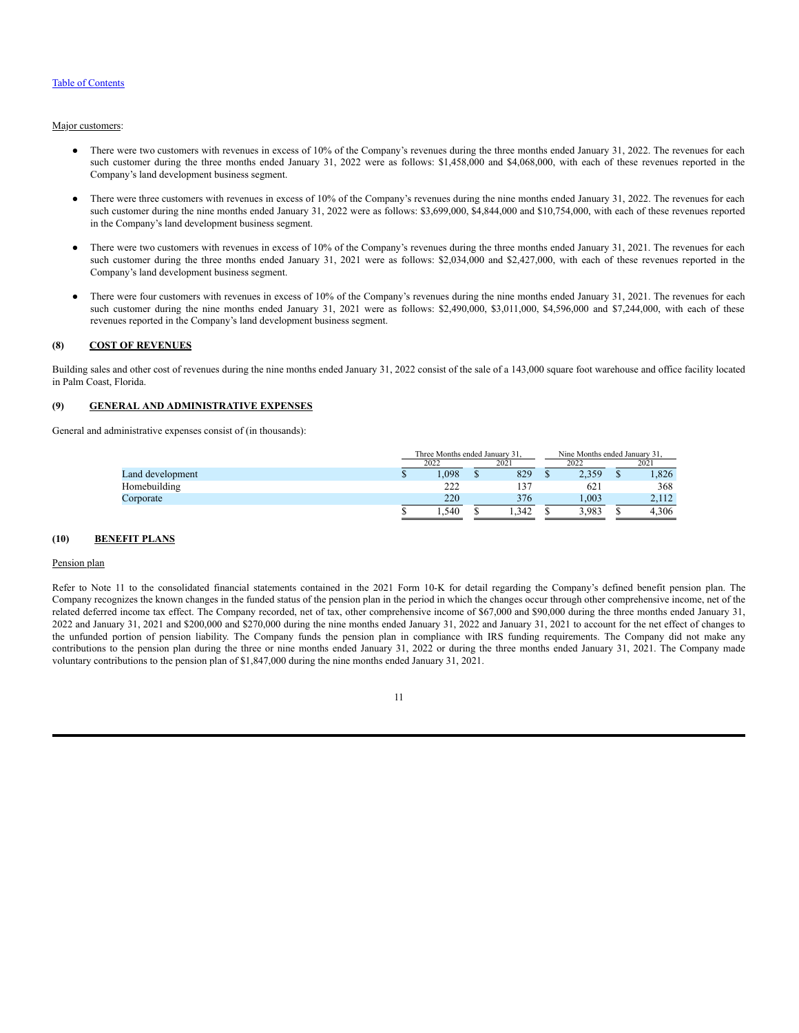Major customers:

- There were two customers with revenues in excess of 10% of the Company's revenues during the three months ended January 31, 2022. The revenues for each such customer during the three months ended January 31, 2022 were as follows: $1,458,000 and $4,068,000, with each of these revenues reported in the Company's land development business segment.
- There were three customers with revenues in excess of 10% of the Company's revenues during the nine months ended January 31, 2022. The revenues for each such customer during the nine months ended January 31, 2022 were as follows: $3,699,000, $4,844,000 and $10,754,000, with each of these revenues reported in the Company's land development business segment.
- There were two customers with revenues in excess of 10% of the Company's revenues during the three months ended January 31, 2021. The revenues for each such customer during the three months ended January 31, 2021 were as follows: $2,034,000 and $2,427,000, with each of these revenues reported in the Company's land development business segment.
- There were four customers with revenues in excess of 10% of the Company's revenues during the nine months ended January 31, 2021. The revenues for each such customer during the nine months ended January 31, 2021 were as follows: $2,490,000, $3,011,000, $4,596,000 and $7,244,000, with each of these revenues reported in the Company's land development business segment.

## (8) COST OF REVENUES

Building sales and other cost of revenues during the nine months ended January 31, 2022 consist of the sale of a 143,000 square foot warehouse and office facility located in Palm Coast, Florida.

## (9) GENERAL AND ADMINISTRATIVE EXPENSES

General and administrative expenses consist of (in thousands):

| | Three Months ended January 31, | | Nine Months ended January 31, | |
|---|---|---|---|---|
| | 2022 | 2021 | 2022 | 2021 |
| Land development | $ 1,098 | $ 829 | $ 2,359 | $ 1,826 |
| Homebuilding | 222 | 137 | 621 | 368 |
| Corporate | 220 | 376 | 1,003 | 2,112 |
| | $ 1,540 | $ 1,342 | $ 3,983 | $ 4,306 |

## (10) BENEFIT PLANS

Pension plan

Refer to Note 11 to the consolidated financial statements contained in the 2021 Form 10-K for detail regarding the Company's defined benefit pension plan. The Company recognizes the known changes in the funded status of the pension plan in the period in which the changes occur through other comprehensive income, net of the related deferred income tax effect. The Company recorded, net of tax, other comprehensive income of $67,000 and $90,000 during the three months ended January 31, 2022 and January 31, 2021 and $200,000 and $270,000 during the nine months ended January 31, 2022 and January 31, 2021 to account for the net effect of changes to the unfunded portion of pension liability. The Company funds the pension plan in compliance with IRS funding requirements. The Company did not make any contributions to the pension plan during the three or nine months ended January 31, 2022 or during the three months ended January 31, 2021. The Company made voluntary contributions to the pension plan of $1,847,000 during the nine months ended January 31, 2021.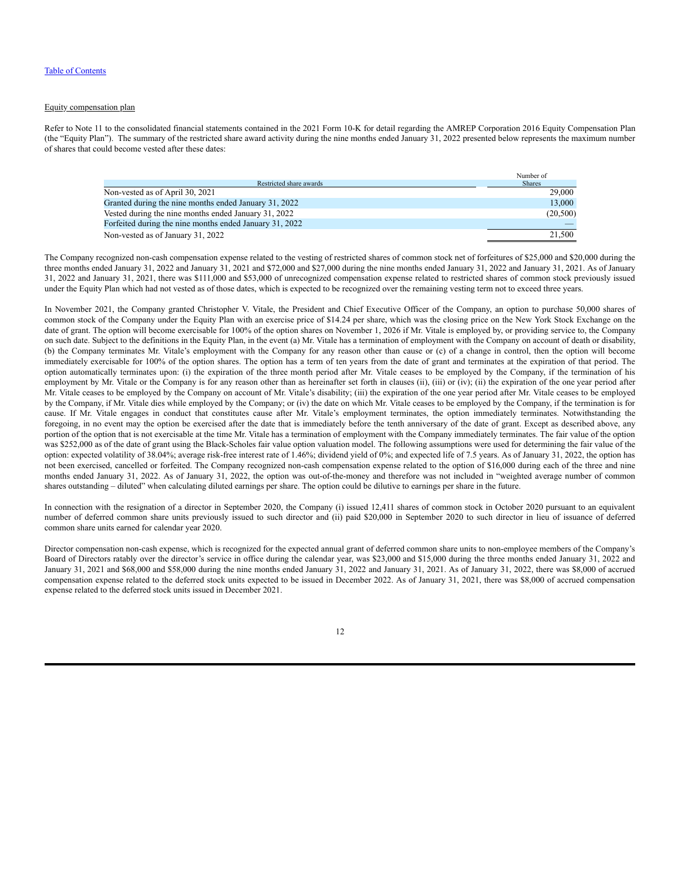Equity compensation plan

Refer to Note 11 to the consolidated financial statements contained in the 2021 Form 10-K for detail regarding the AMREP Corporation 2016 Equity Compensation Plan (the "Equity Plan"). The summary of the restricted share award activity during the nine months ended January 31, 2022 presented below represents the maximum number of shares that could become vested after these dates:

| Restricted share awards | Number of Shares |
|---|---|
| Non-vested as of April 30, 2021 | 29,000 |
| Granted during the nine months ended January 31, 2022 | 13,000 |
| Vested during the nine months ended January 31, 2022 | (20,500) |
| Forfeited during the nine months ended January 31, 2022 | — |
| Non-vested as of January 31, 2022 | 21,500 |

The Company recognized non-cash compensation expense related to the vesting of restricted shares of common stock net of forfeitures of $25,000 and $20,000 during the three months ended January 31, 2022 and January 31, 2021 and $72,000 and $27,000 during the nine months ended January 31, 2022 and January 31, 2021. As of January 31, 2022 and January 31, 2021, there was $111,000 and $53,000 of unrecognized compensation expense related to restricted shares of common stock previously issued under the Equity Plan which had not vested as of those dates, which is expected to be recognized over the remaining vesting term not to exceed three years.

In November 2021, the Company granted Christopher V. Vitale, the President and Chief Executive Officer of the Company, an option to purchase 50,000 shares of common stock of the Company under the Equity Plan with an exercise price of $14.24 per share, which was the closing price on the New York Stock Exchange on the date of grant. The option will become exercisable for 100% of the option shares on November 1, 2026 if Mr. Vitale is employed by, or providing service to, the Company on such date. Subject to the definitions in the Equity Plan, in the event (a) Mr. Vitale has a termination of employment with the Company on account of death or disability, (b) the Company terminates Mr. Vitale's employment with the Company for any reason other than cause or (c) of a change in control, then the option will become immediately exercisable for 100% of the option shares. The option has a term of ten years from the date of grant and terminates at the expiration of that period. The option automatically terminates upon: (i) the expiration of the three month period after Mr. Vitale ceases to be employed by the Company, if the termination of his employment by Mr. Vitale or the Company is for any reason other than as hereinafter set forth in clauses (ii), (iii) or (iv); (ii) the expiration of the one year period after Mr. Vitale ceases to be employed by the Company on account of Mr. Vitale's disability; (iii) the expiration of the one year period after Mr. Vitale ceases to be employed by the Company, if Mr. Vitale dies while employed by the Company; or (iv) the date on which Mr. Vitale ceases to be employed by the Company, if the termination is for cause. If Mr. Vitale engages in conduct that constitutes cause after Mr. Vitale's employment terminates, the option immediately terminates. Notwithstanding the foregoing, in no event may the option be exercised after the date that is immediately before the tenth anniversary of the date of grant. Except as described above, any portion of the option that is not exercisable at the time Mr. Vitale has a termination of employment with the Company immediately terminates. The fair value of the option was $252,000 as of the date of grant using the Black-Scholes fair value option valuation model. The following assumptions were used for determining the fair value of the option: expected volatility of 38.04%; average risk-free interest rate of 1.46%; dividend yield of 0%; and expected life of 7.5 years. As of January 31, 2022, the option has not been exercised, cancelled or forfeited. The Company recognized non-cash compensation expense related to the option of $16,000 during each of the three and nine months ended January 31, 2022. As of January 31, 2022, the option was out-of-the-money and therefore was not included in "weighted average number of common shares outstanding – diluted" when calculating diluted earnings per share. The option could be dilutive to earnings per share in the future.

In connection with the resignation of a director in September 2020, the Company (i) issued 12,411 shares of common stock in October 2020 pursuant to an equivalent number of deferred common share units previously issued to such director and (ii) paid $20,000 in September 2020 to such director in lieu of issuance of deferred common share units earned for calendar year 2020.

Director compensation non-cash expense, which is recognized for the expected annual grant of deferred common share units to non-employee members of the Company's Board of Directors ratably over the director's service in office during the calendar year, was $23,000 and $15,000 during the three months ended January 31, 2022 and January 31, 2021 and $68,000 and $58,000 during the nine months ended January 31, 2022 and January 31, 2021. As of January 31, 2022, there was $8,000 of accrued compensation expense related to the deferred stock units expected to be issued in December 2022. As of January 31, 2021, there was $8,000 of accrued compensation expense related to the deferred stock units issued in December 2021.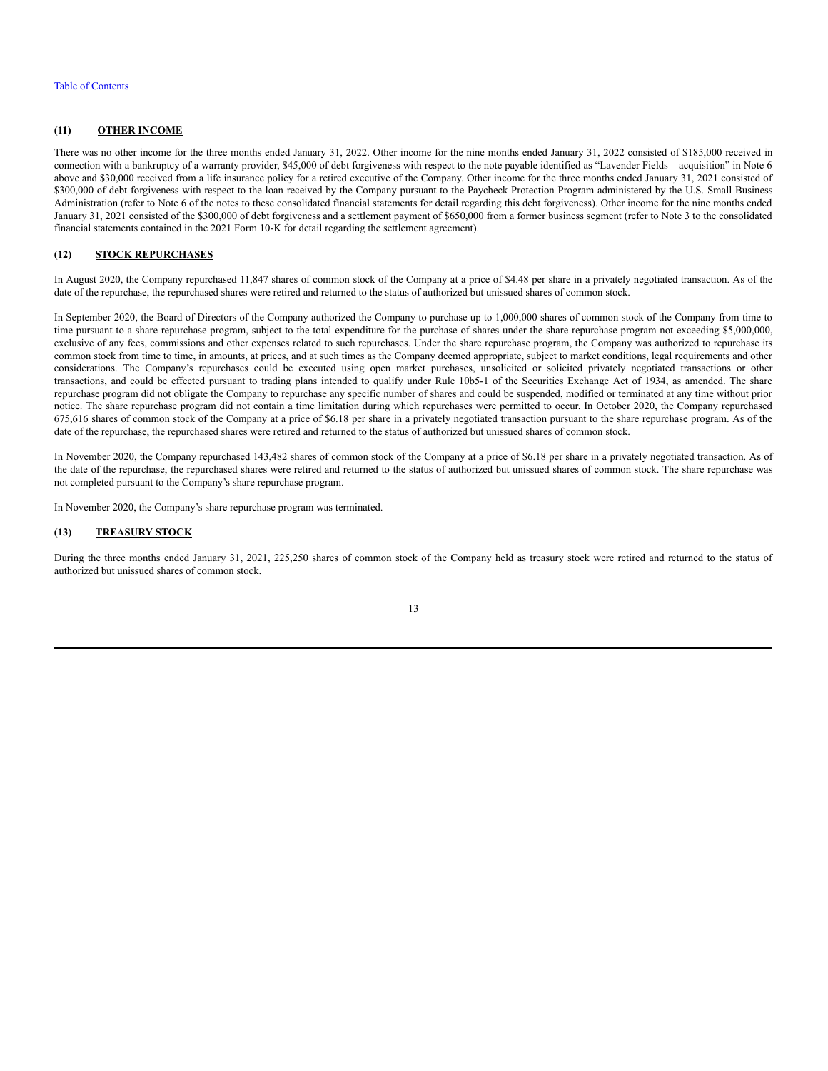### (11) OTHER INCOME

There was no other income for the three months ended January 31, 2022. Other income for the nine months ended January 31, 2022 consisted of $185,000 received in connection with a bankruptcy of a warranty provider, $45,000 of debt forgiveness with respect to the note payable identified as "Lavender Fields – acquisition" in Note 6 above and $30,000 received from a life insurance policy for a retired executive of the Company. Other income for the three months ended January 31, 2021 consisted of $300,000 of debt forgiveness with respect to the loan received by the Company pursuant to the Paycheck Protection Program administered by the U.S. Small Business Administration (refer to Note 6 of the notes to these consolidated financial statements for detail regarding this debt forgiveness). Other income for the nine months ended January 31, 2021 consisted of the $300,000 of debt forgiveness and a settlement payment of $650,000 from a former business segment (refer to Note 3 to the consolidated financial statements contained in the 2021 Form 10-K for detail regarding the settlement agreement).

### (12) STOCK REPURCHASES

In August 2020, the Company repurchased 11,847 shares of common stock of the Company at a price of $4.48 per share in a privately negotiated transaction. As of the date of the repurchase, the repurchased shares were retired and returned to the status of authorized but unissued shares of common stock.

In September 2020, the Board of Directors of the Company authorized the Company to purchase up to 1,000,000 shares of common stock of the Company from time to time pursuant to a share repurchase program, subject to the total expenditure for the purchase of shares under the share repurchase program not exceeding $5,000,000, exclusive of any fees, commissions and other expenses related to such repurchases. Under the share repurchase program, the Company was authorized to repurchase its common stock from time to time, in amounts, at prices, and at such times as the Company deemed appropriate, subject to market conditions, legal requirements and other considerations. The Company's repurchases could be executed using open market purchases, unsolicited or solicited privately negotiated transactions or other transactions, and could be effected pursuant to trading plans intended to qualify under Rule 10b5-1 of the Securities Exchange Act of 1934, as amended. The share repurchase program did not obligate the Company to repurchase any specific number of shares and could be suspended, modified or terminated at any time without prior notice. The share repurchase program did not contain a time limitation during which repurchases were permitted to occur. In October 2020, the Company repurchased 675,616 shares of common stock of the Company at a price of $6.18 per share in a privately negotiated transaction pursuant to the share repurchase program. As of the date of the repurchase, the repurchased shares were retired and returned to the status of authorized but unissued shares of common stock.

In November 2020, the Company repurchased 143,482 shares of common stock of the Company at a price of $6.18 per share in a privately negotiated transaction. As of the date of the repurchase, the repurchased shares were retired and returned to the status of authorized but unissued shares of common stock. The share repurchase was not completed pursuant to the Company's share repurchase program.

In November 2020, the Company's share repurchase program was terminated.

### (13) TREASURY STOCK

During the three months ended January 31, 2021, 225,250 shares of common stock of the Company held as treasury stock were retired and returned to the status of authorized but unissued shares of common stock.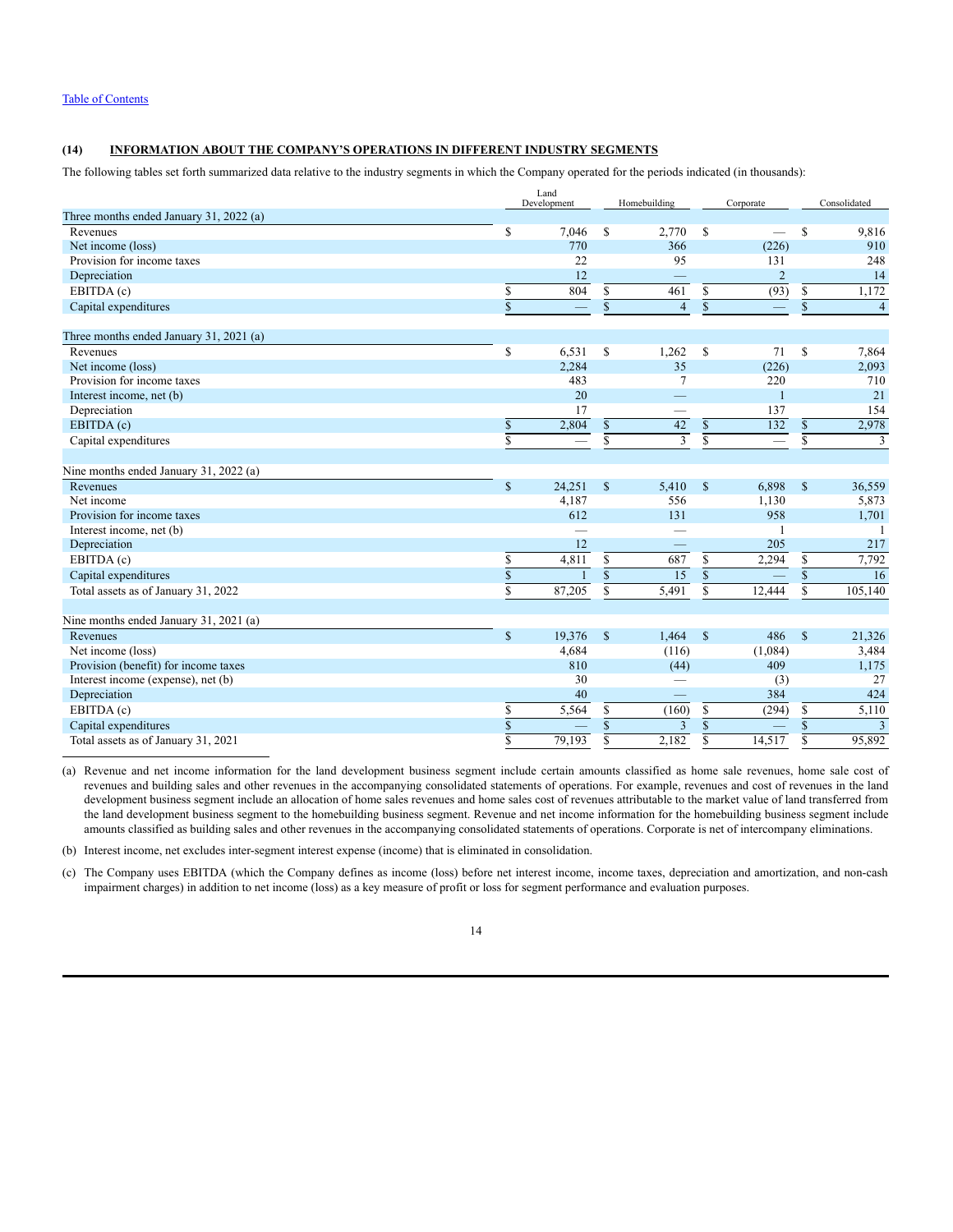## (14) INFORMATION ABOUT THE COMPANY'S OPERATIONS IN DIFFERENT INDUSTRY SEGMENTS

The following tables set forth summarized data relative to the industry segments in which the Company operated for the periods indicated (in thousands):

| | Land Development | Homebuilding | Corporate | Consolidated |
|---|---|---|---|---|
| **Three months ended January 31, 2022 (a)** | | | | |
| Revenues | $ 7,046 | $ 2,770 | $ — | $ 9,816 |
| Net income (loss) | 770 | 366 | (226) | 910 |
| Provision for income taxes | 22 | 95 | 131 | 248 |
| Depreciation | 12 | — | 2 | 14 |
| EBITDA (c) | $ 804 | $ 461 | $ (93) | $ 1,172 |
| Capital expenditures | $ — | $ 4 | $ — | $ 4 |
| | | | | |
| **Three months ended January 31, 2021 (a)** | | | | |
| Revenues | $ 6,531 | $ 1,262 | $ 71 | $ 7,864 |
| Net income (loss) | 2,284 | 35 | (226) | 2,093 |
| Provision for income taxes | 483 | 7 | 220 | 710 |
| Interest income, net (b) | 20 | — | 1 | 21 |
| Depreciation | 17 | — | 137 | 154 |
| EBITDA (c) | $ 2,804 | $ 42 | $ 132 | $ 2,978 |
| Capital expenditures | $ — | $ 3 | $ — | $ 3 |
| | | | | |
| **Nine months ended January 31, 2022 (a)** | | | | |
| Revenues | $ 24,251 | $ 5,410 | $ 6,898 | $ 36,559 |
| Net income | 4,187 | 556 | 1,130 | 5,873 |
| Provision for income taxes | 612 | 131 | 958 | 1,701 |
| Interest income, net (b) | — | — | 1 | 1 |
| Depreciation | 12 | — | 205 | 217 |
| EBITDA (c) | $ 4,811 | $ 687 | $ 2,294 | $ 7,792 |
| Capital expenditures | $ 1 | $ 15 | $ — | $ 16 |
| Total assets as of January 31, 2022 | $ 87,205 | $ 5,491 | $ 12,444 | $ 105,140 |
| | | | | |
| **Nine months ended January 31, 2021 (a)** | | | | |
| Revenues | $ 19,376 | $ 1,464 | $ 486 | $ 21,326 |
| Net income (loss) | 4,684 | (116) | (1,084) | 3,484 |
| Provision (benefit) for income taxes | 810 | (44) | 409 | 1,175 |
| Interest income (expense), net (b) | 30 | — | (3) | 27 |
| Depreciation | 40 | — | 384 | 424 |
| EBITDA (c) | $ 5,564 | $ (160) | $ (294) | $ 5,110 |
| Capital expenditures | $ — | $ 3 | $ — | $ 3 |
| Total assets as of January 31, 2021 | $ 79,193 | $ 2,182 | $ 14,517 | $ 95,892 |

(a) Revenue and net income information for the land development business segment include certain amounts classified as home sale revenues, home sale cost of revenues and building sales and other revenues in the accompanying consolidated statements of operations. For example, revenues and cost of revenues in the land development business segment include an allocation of home sales revenues and home sales cost of revenues attributable to the market value of land transferred from the land development business segment to the homebuilding business segment. Revenue and net income information for the homebuilding business segment include amounts classified as building sales and other revenues in the accompanying consolidated statements of operations. Corporate is net of intercompany eliminations.

(b) Interest income, net excludes inter-segment interest expense (income) that is eliminated in consolidation.

(c) The Company uses EBITDA (which the Company defines as income (loss) before net interest income, income taxes, depreciation and amortization, and non-cash impairment charges) in addition to net income (loss) as a key measure of profit or loss for segment performance and evaluation purposes.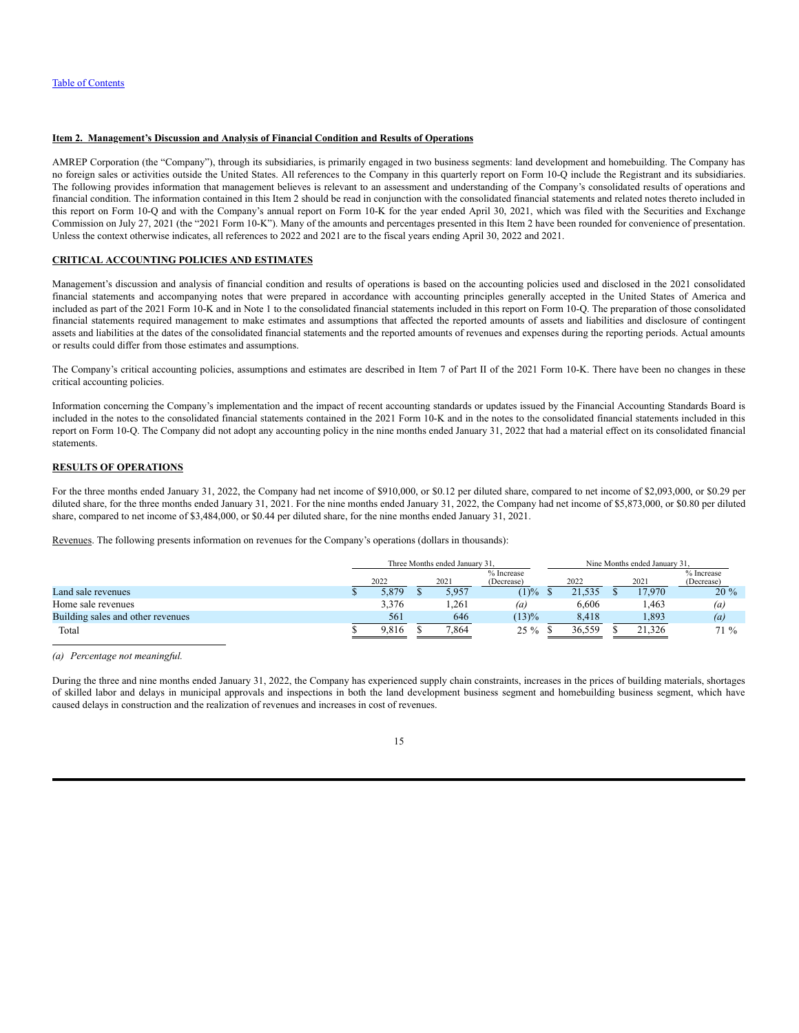Table of Contents

**Item 2. Management's Discussion and Analysis of Financial Condition and Results of Operations**

AMREP Corporation (the "Company"), through its subsidiaries, is primarily engaged in two business segments: land development and homebuilding. The Company has no foreign sales or activities outside the United States. All references to the Company in this quarterly report on Form 10-Q include the Registrant and its subsidiaries. The following provides information that management believes is relevant to an assessment and understanding of the Company's consolidated results of operations and financial condition. The information contained in this Item 2 should be read in conjunction with the consolidated financial statements and related notes thereto included in this report on Form 10-Q and with the Company's annual report on Form 10-K for the year ended April 30, 2021, which was filed with the Securities and Exchange Commission on July 27, 2021 (the "2021 Form 10-K"). Many of the amounts and percentages presented in this Item 2 have been rounded for convenience of presentation. Unless the context otherwise indicates, all references to 2022 and 2021 are to the fiscal years ending April 30, 2022 and 2021.

**CRITICAL ACCOUNTING POLICIES AND ESTIMATES**

Management's discussion and analysis of financial condition and results of operations is based on the accounting policies used and disclosed in the 2021 consolidated financial statements and accompanying notes that were prepared in accordance with accounting principles generally accepted in the United States of America and included as part of the 2021 Form 10-K and in Note 1 to the consolidated financial statements included in this report on Form 10-Q. The preparation of those consolidated financial statements required management to make estimates and assumptions that affected the reported amounts of assets and liabilities and disclosure of contingent assets and liabilities at the dates of the consolidated financial statements and the reported amounts of revenues and expenses during the reporting periods. Actual amounts or results could differ from those estimates and assumptions.

The Company's critical accounting policies, assumptions and estimates are described in Item 7 of Part II of the 2021 Form 10-K. There have been no changes in these critical accounting policies.

Information concerning the Company's implementation and the impact of recent accounting standards or updates issued by the Financial Accounting Standards Board is included in the notes to the consolidated financial statements contained in the 2021 Form 10-K and in the notes to the consolidated financial statements included in this report on Form 10-Q. The Company did not adopt any accounting policy in the nine months ended January 31, 2022 that had a material effect on its consolidated financial statements.

**RESULTS OF OPERATIONS**

For the three months ended January 31, 2022, the Company had net income of $910,000, or $0.12 per diluted share, compared to net income of $2,093,000, or $0.29 per diluted share, for the three months ended January 31, 2021. For the nine months ended January 31, 2022, the Company had net income of $5,873,000, or $0.80 per diluted share, compared to net income of $3,484,000, or $0.44 per diluted share, for the nine months ended January 31, 2021.

Revenues. The following presents information on revenues for the Company's operations (dollars in thousands):

| | Three Months ended January 31, | | | Nine Months ended January 31, | | |
|---|---|---|---|---|---|---|
| | 2022 | 2021 | % Increase (Decrease) | 2022 | 2021 | % Increase (Decrease) |
| Land sale revenues | $ 5,879 | $ 5,957 | (1)% | $ 21,535 | $ 17,970 | 20 % |
| Home sale revenues | 3,376 | 1,261 | *(a)* | 6,606 | 1,463 | *(a)* |
| Building sales and other revenues | 561 | 646 | (13)% | 8,418 | 1,893 | *(a)* |
| Total | $ 9,816 | $ 7,864 | 25 % | $ 36,559 | $ 21,326 | 71 % |

*(a) Percentage not meaningful.*

During the three and nine months ended January 31, 2022, the Company has experienced supply chain constraints, increases in the prices of building materials, shortages of skilled labor and delays in municipal approvals and inspections in both the land development business segment and homebuilding business segment, which have caused delays in construction and the realization of revenues and increases in cost of revenues.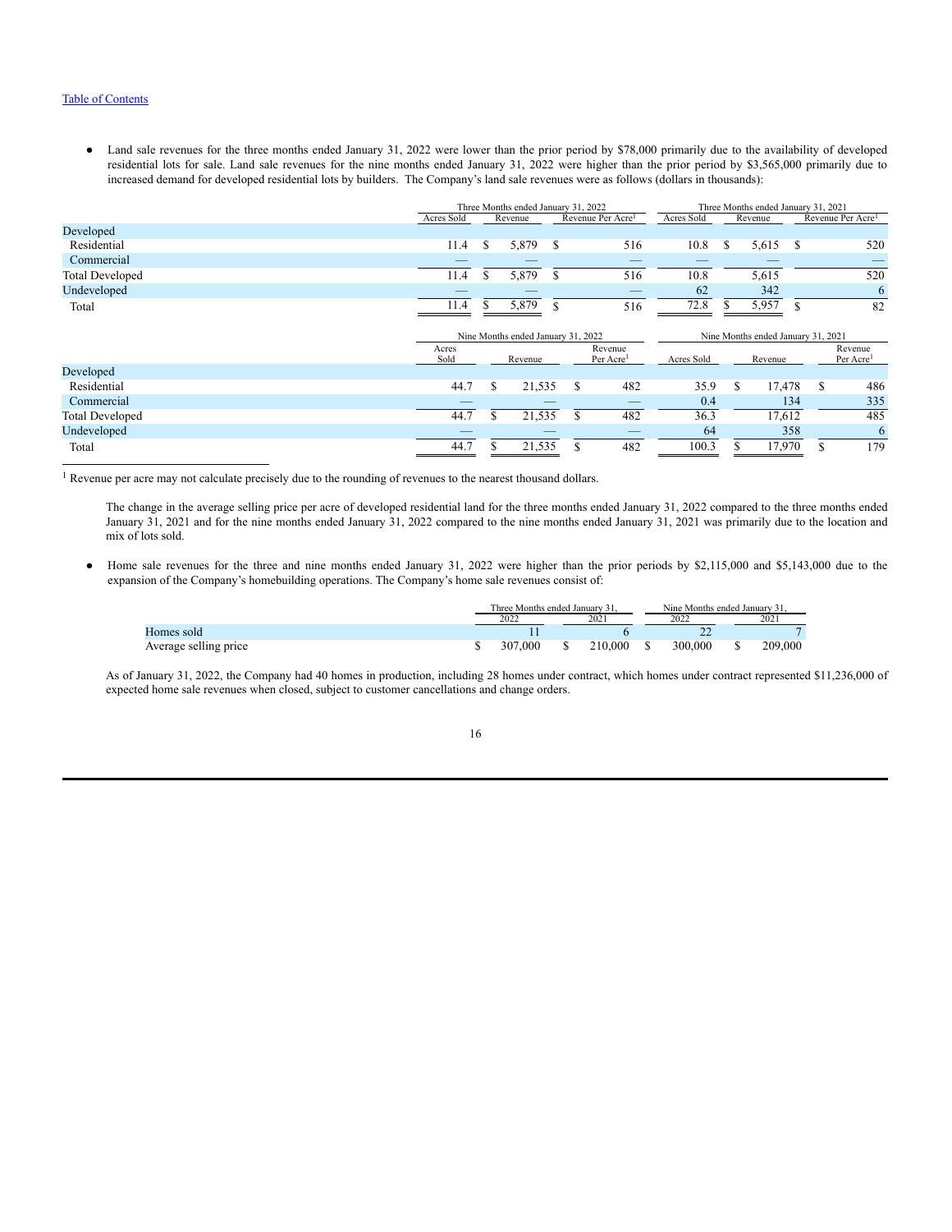- Land sale revenues for the three months ended January 31, 2022 were lower than the prior period by $78,000 primarily due to the availability of developed residential lots for sale. Land sale revenues for the nine months ended January 31, 2022 were higher than the prior period by $3,565,000 primarily due to increased demand for developed residential lots by builders. The Company's land sale revenues were as follows (dollars in thousands):

| | Three Months ended January 31, 2022 | | | Three Months ended January 31, 2021 | | |
|---|---|---|---|---|---|---|
| | Acres Sold | Revenue | Revenue Per Acre[1] | Acres Sold | Revenue | Revenue Per Acre[1] |
| Developed | | | | | | |
| Residential | 11.4 | $ 5,879 | $ 516 | 10.8 | $ 5,615 | $ 520 |
| Commercial | — | — | — | — | — | — |
| Total Developed | 11.4 | $ 5,879 | $ 516 | 10.8 | 5,615 | 520 |
| Undeveloped | — | — | — | 62 | 342 | 6 |
| Total | 11.4 | $ 5,879 | $ 516 | 72.8 | $ 5,957 | $ 82 |

| | Nine Months ended January 31, 2022 | | | Nine Months ended January 31, 2021 | | |
|---|---|---|---|---|---|---|
| | Acres Sold | Revenue | Revenue Per Acre[1] | Acres Sold | Revenue | Revenue Per Acre[1] |
| Developed | | | | | | |
| Residential | 44.7 | $ 21,535 | $ 482 | 35.9 | $ 17,478 | $ 486 |
| Commercial | — | — | — | 0.4 | 134 | 335 |
| Total Developed | 44.7 | $ 21,535 | $ 482 | 36.3 | 17,612 | 485 |
| Undeveloped | — | — | — | 64 | 358 | 6 |
| Total | 44.7 | $ 21,535 | $ 482 | 100.3 | $ 17,970 | $ 179 |

[1] Revenue per acre may not calculate precisely due to the rounding of revenues to the nearest thousand dollars.

The change in the average selling price per acre of developed residential land for the three months ended January 31, 2022 compared to the three months ended January 31, 2021 and for the nine months ended January 31, 2022 compared to the nine months ended January 31, 2021 was primarily due to the location and mix of lots sold.

- Home sale revenues for the three and nine months ended January 31, 2022 were higher than the prior periods by $2,115,000 and $5,143,000 due to the expansion of the Company's homebuilding operations. The Company's home sale revenues consist of:

| | Three Months ended January 31, | | Nine Months ended January 31, | |
|---|---|---|---|---|
| | 2022 | 2021 | 2022 | 2021 |
| Homes sold | 11 | 6 | 22 | 7 |
| Average selling price | $ 307,000 | $ 210,000 | $ 300,000 | $ 209,000 |

As of January 31, 2022, the Company had 40 homes in production, including 28 homes under contract, which homes under contract represented $11,236,000 of expected home sale revenues when closed, subject to customer cancellations and change orders.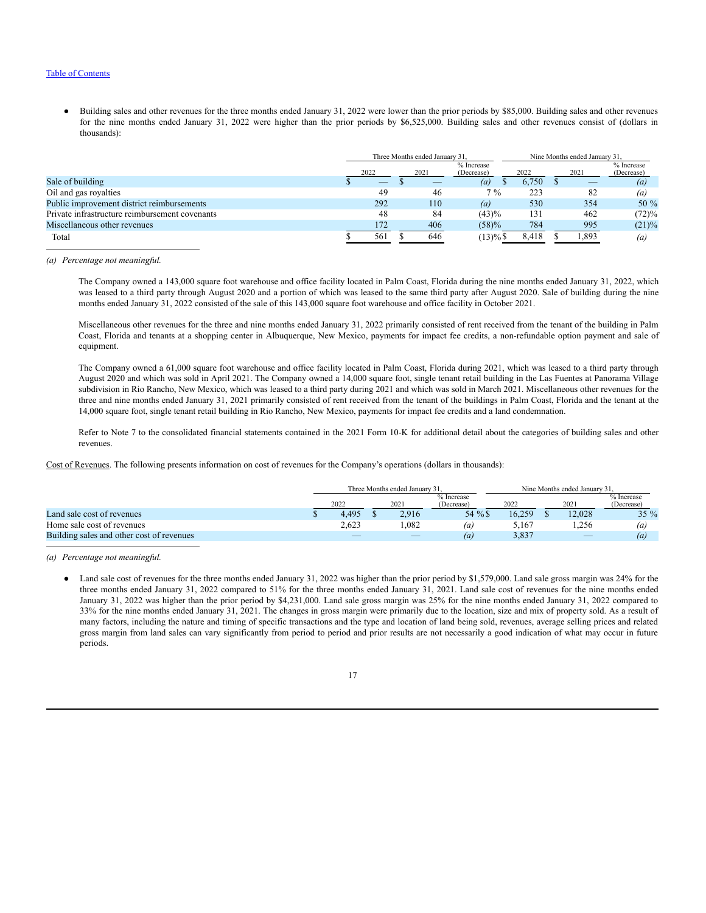[Table of Contents]

- Building sales and other revenues for the three months ended January 31, 2022 were lower than the prior periods by $85,000. Building sales and other revenues for the nine months ended January 31, 2022 were higher than the prior periods by $6,525,000. Building sales and other revenues consist of (dollars in thousands):

| | Three Months ended January 31, | | | Nine Months ended January 31, | | |
|---|---|---|---|---|---|---|
| | 2022 | 2021 | % Increase (Decrease) | 2022 | 2021 | % Increase (Decrease) |
| Sale of building | $ — | $ — | *(a)* | $ 6,750 | $ — | *(a)* |
| Oil and gas royalties | 49 | 46 | 7 % | 223 | 82 | *(a)* |
| Public improvement district reimbursements | 292 | 110 | *(a)* | 530 | 354 | 50 % |
| Private infrastructure reimbursement covenants | 48 | 84 | (43)% | 131 | 462 | (72)% |
| Miscellaneous other revenues | 172 | 406 | (58)% | 784 | 995 | (21)% |
| Total | $ 561 | $ 646 | (13)% | $ 8,418 | $ 1,893 | *(a)* |

*(a) Percentage not meaningful.*

The Company owned a 143,000 square foot warehouse and office facility located in Palm Coast, Florida during the nine months ended January 31, 2022, which was leased to a third party through August 2020 and a portion of which was leased to the same third party after August 2020. Sale of building during the nine months ended January 31, 2022 consisted of the sale of this 143,000 square foot warehouse and office facility in October 2021.

Miscellaneous other revenues for the three and nine months ended January 31, 2022 primarily consisted of rent received from the tenant of the building in Palm Coast, Florida and tenants at a shopping center in Albuquerque, New Mexico, payments for impact fee credits, a non-refundable option payment and sale of equipment.

The Company owned a 61,000 square foot warehouse and office facility located in Palm Coast, Florida during 2021, which was leased to a third party through August 2020 and which was sold in April 2021. The Company owned a 14,000 square foot, single tenant retail building in the Las Fuentes at Panorama Village subdivision in Rio Rancho, New Mexico, which was leased to a third party during 2021 and which was sold in March 2021. Miscellaneous other revenues for the three and nine months ended January 31, 2021 primarily consisted of rent received from the tenant of the buildings in Palm Coast, Florida and the tenant at the 14,000 square foot, single tenant retail building in Rio Rancho, New Mexico, payments for impact fee credits and a land condemnation.

Refer to Note 7 to the consolidated financial statements contained in the 2021 Form 10-K for additional detail about the categories of building sales and other revenues.

Cost of Revenues. The following presents information on cost of revenues for the Company's operations (dollars in thousands):

| | Three Months ended January 31, | | | Nine Months ended January 31, | | |
|---|---|---|---|---|---|---|
| | 2022 | 2021 | % Increase (Decrease) | 2022 | 2021 | % Increase (Decrease) |
| Land sale cost of revenues | $ 4,495 | $ 2,916 | 54 % | $ 16,259 | $ 12,028 | 35 % |
| Home sale cost of revenues | 2,623 | 1,082 | *(a)* | 5,167 | 1,256 | *(a)* |
| Building sales and other cost of revenues | — | — | *(a)* | 3,837 | — | *(a)* |

*(a) Percentage not meaningful.*

- Land sale cost of revenues for the three months ended January 31, 2022 was higher than the prior period by $1,579,000. Land sale gross margin was 24% for the three months ended January 31, 2022 compared to 51% for the three months ended January 31, 2021. Land sale cost of revenues for the nine months ended January 31, 2022 was higher than the prior period by $4,231,000. Land sale gross margin was 25% for the nine months ended January 31, 2022 compared to 33% for the nine months ended January 31, 2021. The changes in gross margin were primarily due to the location, size and mix of property sold. As a result of many factors, including the nature and timing of specific transactions and the type and location of land being sold, revenues, average selling prices and related gross margin from land sales can vary significantly from period to period and prior results are not necessarily a good indication of what may occur in future periods.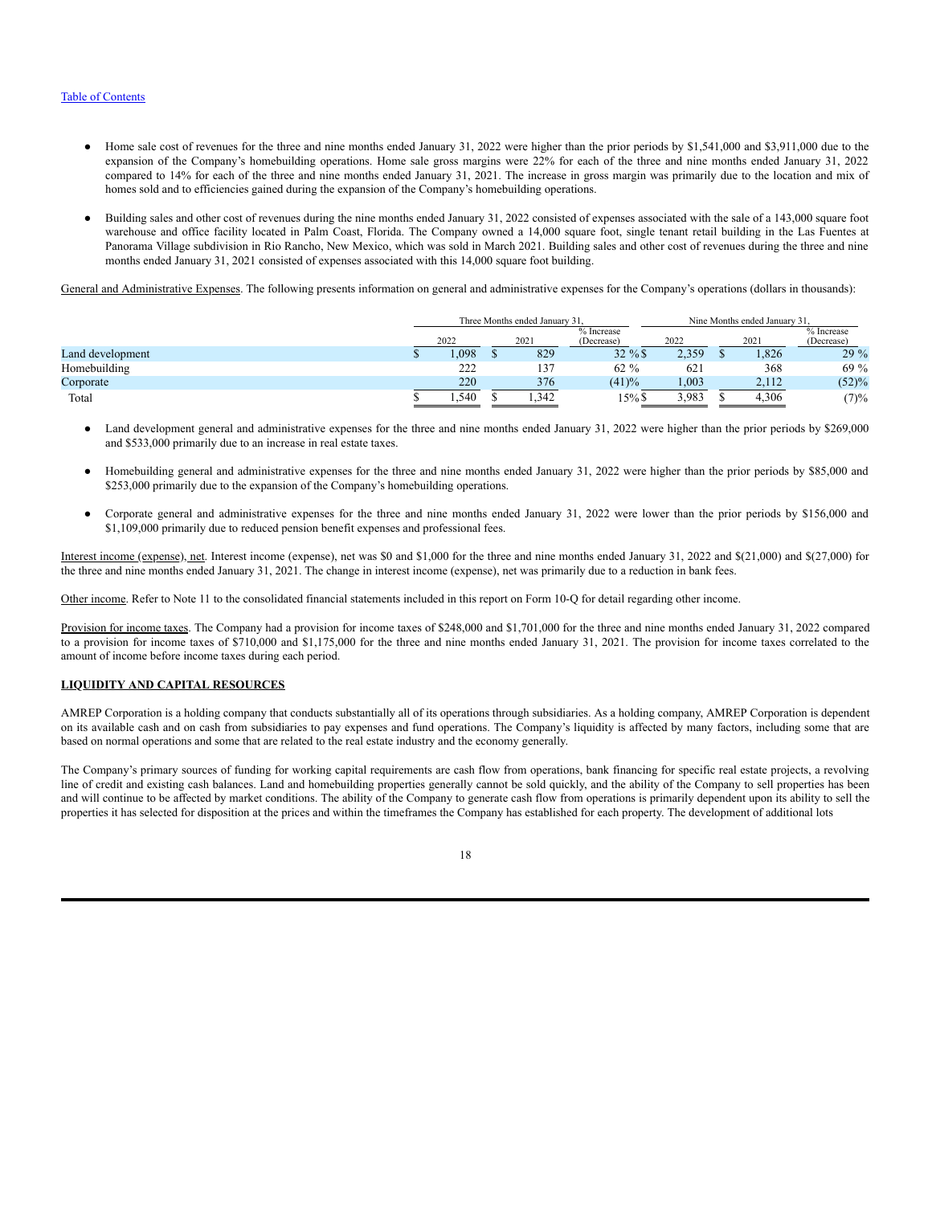- Home sale cost of revenues for the three and nine months ended January 31, 2022 were higher than the prior periods by $1,541,000 and $3,911,000 due to the expansion of the Company's homebuilding operations. Home sale gross margins were 22% for each of the three and nine months ended January 31, 2022 compared to 14% for each of the three and nine months ended January 31, 2021. The increase in gross margin was primarily due to the location and mix of homes sold and to efficiencies gained during the expansion of the Company's homebuilding operations.

- Building sales and other cost of revenues during the nine months ended January 31, 2022 consisted of expenses associated with the sale of a 143,000 square foot warehouse and office facility located in Palm Coast, Florida. The Company owned a 14,000 square foot, single tenant retail building in the Las Fuentes at Panorama Village subdivision in Rio Rancho, New Mexico, which was sold in March 2021. Building sales and other cost of revenues during the three and nine months ended January 31, 2021 consisted of expenses associated with this 14,000 square foot building.

General and Administrative Expenses. The following presents information on general and administrative expenses for the Company's operations (dollars in thousands):

| | Three Months ended January 31, | | | Nine Months ended January 31, | | |
|---|---|---|---|---|---|---|
| | 2022 | 2021 | % Increase (Decrease) | 2022 | 2021 | % Increase (Decrease) |
| Land development | $ 1,098 | $ 829 | 32 % | $ 2,359 | $ 1,826 | 29 % |
| Homebuilding | 222 | 137 | 62 % | 621 | 368 | 69 % |
| Corporate | 220 | 376 | (41)% | 1,003 | 2,112 | (52)% |
| Total | $ 1,540 | $ 1,342 | 15% | $ 3,983 | $ 4,306 | (7)% |

- Land development general and administrative expenses for the three and nine months ended January 31, 2022 were higher than the prior periods by $269,000 and $533,000 primarily due to an increase in real estate taxes.

- Homebuilding general and administrative expenses for the three and nine months ended January 31, 2022 were higher than the prior periods by $85,000 and $253,000 primarily due to the expansion of the Company's homebuilding operations.

- Corporate general and administrative expenses for the three and nine months ended January 31, 2022 were lower than the prior periods by $156,000 and $1,109,000 primarily due to reduced pension benefit expenses and professional fees.

Interest income (expense), net. Interest income (expense), net was $0 and $1,000 for the three and nine months ended January 31, 2022 and $(21,000) and $(27,000) for the three and nine months ended January 31, 2021. The change in interest income (expense), net was primarily due to a reduction in bank fees.

Other income. Refer to Note 11 to the consolidated financial statements included in this report on Form 10-Q for detail regarding other income.

Provision for income taxes. The Company had a provision for income taxes of $248,000 and $1,701,000 for the three and nine months ended January 31, 2022 compared to a provision for income taxes of $710,000 and $1,175,000 for the three and nine months ended January 31, 2021. The provision for income taxes correlated to the amount of income before income taxes during each period.

**LIQUIDITY AND CAPITAL RESOURCES**

AMREP Corporation is a holding company that conducts substantially all of its operations through subsidiaries. As a holding company, AMREP Corporation is dependent on its available cash and on cash from subsidiaries to pay expenses and fund operations. The Company's liquidity is affected by many factors, including some that are based on normal operations and some that are related to the real estate industry and the economy generally.

The Company's primary sources of funding for working capital requirements are cash flow from operations, bank financing for specific real estate projects, a revolving line of credit and existing cash balances. Land and homebuilding properties generally cannot be sold quickly, and the ability of the Company to sell properties has been and will continue to be affected by market conditions. The ability of the Company to generate cash flow from operations is primarily dependent upon its ability to sell the properties it has selected for disposition at the prices and within the timeframes the Company has established for each property. The development of additional lots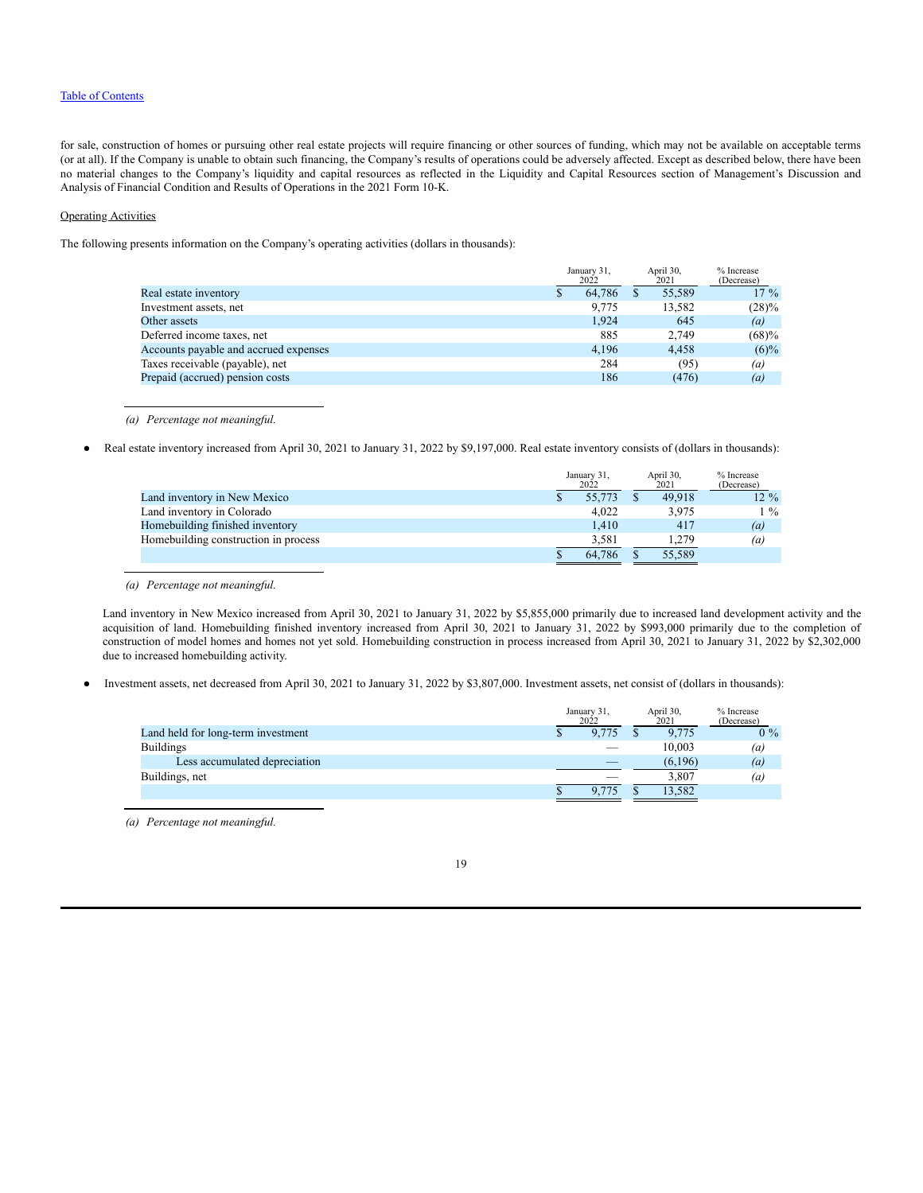for sale, construction of homes or pursuing other real estate projects will require financing or other sources of funding, which may not be available on acceptable terms (or at all). If the Company is unable to obtain such financing, the Company's results of operations could be adversely affected. Except as described below, there have been no material changes to the Company's liquidity and capital resources as reflected in the Liquidity and Capital Resources section of Management's Discussion and Analysis of Financial Condition and Results of Operations in the 2021 Form 10-K.

Operating Activities

The following presents information on the Company's operating activities (dollars in thousands):

| | January 31, 2022 | April 30, 2021 | % Increase (Decrease) |
|---|---|---|---|
| Real estate inventory | $ 64,786 | $ 55,589 | 17 % |
| Investment assets, net | 9,775 | 13,582 | (28)% |
| Other assets | 1,924 | 645 | *(a)* |
| Deferred income taxes, net | 885 | 2,749 | (68)% |
| Accounts payable and accrued expenses | 4,196 | 4,458 | (6)% |
| Taxes receivable (payable), net | 284 | (95) | *(a)* |
| Prepaid (accrued) pension costs | 186 | (476) | *(a)* |

*(a) Percentage not meaningful.*

- Real estate inventory increased from April 30, 2021 to January 31, 2022 by $9,197,000. Real estate inventory consists of (dollars in thousands):

| | January 31, 2022 | April 30, 2021 | % Increase (Decrease) |
|---|---|---|---|
| Land inventory in New Mexico | $ 55,773 | $ 49,918 | 12 % |
| Land inventory in Colorado | 4,022 | 3,975 | 1 % |
| Homebuilding finished inventory | 1,410 | 417 | *(a)* |
| Homebuilding construction in process | 3,581 | 1,279 | *(a)* |
| | $ 64,786 | $ 55,589 | |

*(a) Percentage not meaningful.*

Land inventory in New Mexico increased from April 30, 2021 to January 31, 2022 by $5,855,000 primarily due to increased land development activity and the acquisition of land. Homebuilding finished inventory increased from April 30, 2021 to January 31, 2022 by $993,000 primarily due to the completion of construction of model homes and homes not yet sold. Homebuilding construction in process increased from April 30, 2021 to January 31, 2022 by $2,302,000 due to increased homebuilding activity.

- Investment assets, net decreased from April 30, 2021 to January 31, 2022 by $3,807,000. Investment assets, net consist of (dollars in thousands):

| | January 31, 2022 | April 30, 2021 | % Increase (Decrease) |
|---|---|---|---|
| Land held for long-term investment | $ 9,775 | $ 9,775 | 0 % |
| Buildings | — | 10,003 | *(a)* |
| Less accumulated depreciation | — | (6,196) | *(a)* |
| Buildings, net | — | 3,807 | *(a)* |
| | $ 9,775 | $ 13,582 | |

*(a) Percentage not meaningful.*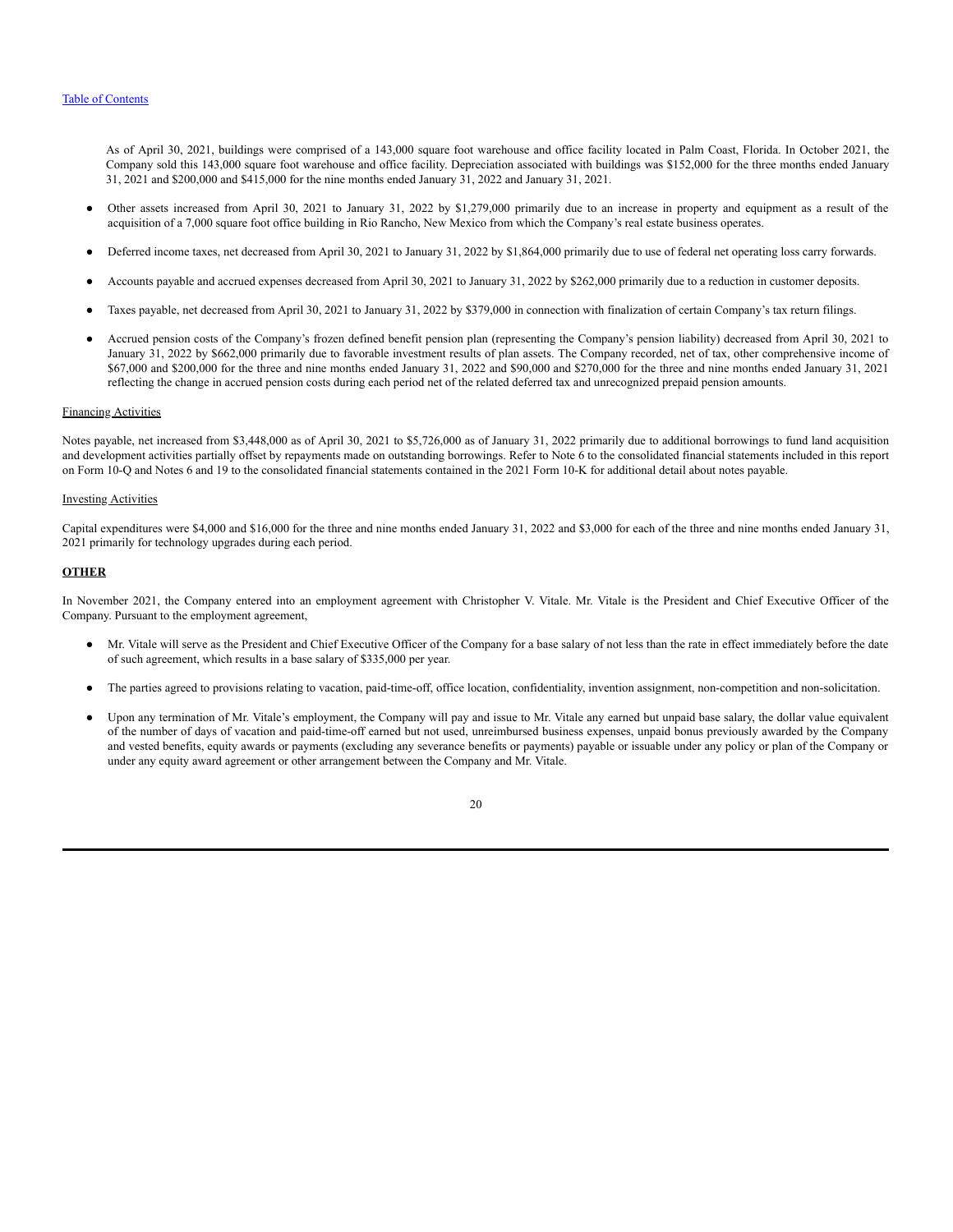As of April 30, 2021, buildings were comprised of a 143,000 square foot warehouse and office facility located in Palm Coast, Florida. In October 2021, the Company sold this 143,000 square foot warehouse and office facility. Depreciation associated with buildings was $152,000 for the three months ended January 31, 2021 and $200,000 and $415,000 for the nine months ended January 31, 2022 and January 31, 2021.

- Other assets increased from April 30, 2021 to January 31, 2022 by $1,279,000 primarily due to an increase in property and equipment as a result of the acquisition of a 7,000 square foot office building in Rio Rancho, New Mexico from which the Company's real estate business operates.
- Deferred income taxes, net decreased from April 30, 2021 to January 31, 2022 by $1,864,000 primarily due to use of federal net operating loss carry forwards.
- Accounts payable and accrued expenses decreased from April 30, 2021 to January 31, 2022 by $262,000 primarily due to a reduction in customer deposits.
- Taxes payable, net decreased from April 30, 2021 to January 31, 2022 by $379,000 in connection with finalization of certain Company's tax return filings.
- Accrued pension costs of the Company's frozen defined benefit pension plan (representing the Company's pension liability) decreased from April 30, 2021 to January 31, 2022 by $662,000 primarily due to favorable investment results of plan assets. The Company recorded, net of tax, other comprehensive income of $67,000 and $200,000 for the three and nine months ended January 31, 2022 and $90,000 and $270,000 for the three and nine months ended January 31, 2021 reflecting the change in accrued pension costs during each period net of the related deferred tax and unrecognized prepaid pension amounts.

Financing Activities

Notes payable, net increased from $3,448,000 as of April 30, 2021 to $5,726,000 as of January 31, 2022 primarily due to additional borrowings to fund land acquisition and development activities partially offset by repayments made on outstanding borrowings. Refer to Note 6 to the consolidated financial statements included in this report on Form 10-Q and Notes 6 and 19 to the consolidated financial statements contained in the 2021 Form 10-K for additional detail about notes payable.

Investing Activities

Capital expenditures were $4,000 and $16,000 for the three and nine months ended January 31, 2022 and $3,000 for each of the three and nine months ended January 31, 2021 primarily for technology upgrades during each period.

**OTHER**

In November 2021, the Company entered into an employment agreement with Christopher V. Vitale. Mr. Vitale is the President and Chief Executive Officer of the Company. Pursuant to the employment agreement,

- Mr. Vitale will serve as the President and Chief Executive Officer of the Company for a base salary of not less than the rate in effect immediately before the date of such agreement, which results in a base salary of $335,000 per year.
- The parties agreed to provisions relating to vacation, paid-time-off, office location, confidentiality, invention assignment, non-competition and non-solicitation.
- Upon any termination of Mr. Vitale's employment, the Company will pay and issue to Mr. Vitale any earned but unpaid base salary, the dollar value equivalent of the number of days of vacation and paid-time-off earned but not used, unreimbursed business expenses, unpaid bonus previously awarded by the Company and vested benefits, equity awards or payments (excluding any severance benefits or payments) payable or issuable under any policy or plan of the Company or under any equity award agreement or other arrangement between the Company and Mr. Vitale.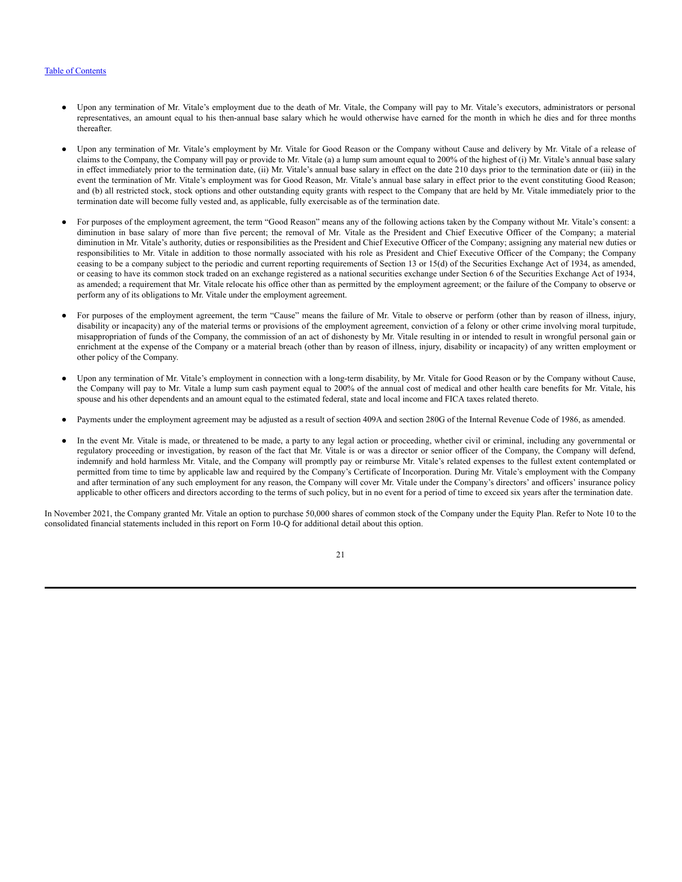- Upon any termination of Mr. Vitale's employment due to the death of Mr. Vitale, the Company will pay to Mr. Vitale's executors, administrators or personal representatives, an amount equal to his then-annual base salary which he would otherwise have earned for the month in which he dies and for three months thereafter.

- Upon any termination of Mr. Vitale's employment by Mr. Vitale for Good Reason or the Company without Cause and delivery by Mr. Vitale of a release of claims to the Company, the Company will pay or provide to Mr. Vitale (a) a lump sum amount equal to 200% of the highest of (i) Mr. Vitale's annual base salary in effect immediately prior to the termination date, (ii) Mr. Vitale's annual base salary in effect on the date 210 days prior to the termination date or (iii) in the event the termination of Mr. Vitale's employment was for Good Reason, Mr. Vitale's annual base salary in effect prior to the event constituting Good Reason; and (b) all restricted stock, stock options and other outstanding equity grants with respect to the Company that are held by Mr. Vitale immediately prior to the termination date will become fully vested and, as applicable, fully exercisable as of the termination date.

- For purposes of the employment agreement, the term "Good Reason" means any of the following actions taken by the Company without Mr. Vitale's consent: a diminution in base salary of more than five percent; the removal of Mr. Vitale as the President and Chief Executive Officer of the Company; a material diminution in Mr. Vitale's authority, duties or responsibilities as the President and Chief Executive Officer of the Company; assigning any material new duties or responsibilities to Mr. Vitale in addition to those normally associated with his role as President and Chief Executive Officer of the Company; the Company ceasing to be a company subject to the periodic and current reporting requirements of Section 13 or 15(d) of the Securities Exchange Act of 1934, as amended, or ceasing to have its common stock traded on an exchange registered as a national securities exchange under Section 6 of the Securities Exchange Act of 1934, as amended; a requirement that Mr. Vitale relocate his office other than as permitted by the employment agreement; or the failure of the Company to observe or perform any of its obligations to Mr. Vitale under the employment agreement.

- For purposes of the employment agreement, the term "Cause" means the failure of Mr. Vitale to observe or perform (other than by reason of illness, injury, disability or incapacity) any of the material terms or provisions of the employment agreement, conviction of a felony or other crime involving moral turpitude, misappropriation of funds of the Company, the commission of an act of dishonesty by Mr. Vitale resulting in or intended to result in wrongful personal gain or enrichment at the expense of the Company or a material breach (other than by reason of illness, injury, disability or incapacity) of any written employment or other policy of the Company.

- Upon any termination of Mr. Vitale's employment in connection with a long-term disability, by Mr. Vitale for Good Reason or by the Company without Cause, the Company will pay to Mr. Vitale a lump sum cash payment equal to 200% of the annual cost of medical and other health care benefits for Mr. Vitale, his spouse and his other dependents and an amount equal to the estimated federal, state and local income and FICA taxes related thereto.

- Payments under the employment agreement may be adjusted as a result of section 409A and section 280G of the Internal Revenue Code of 1986, as amended.

- In the event Mr. Vitale is made, or threatened to be made, a party to any legal action or proceeding, whether civil or criminal, including any governmental or regulatory proceeding or investigation, by reason of the fact that Mr. Vitale is or was a director or senior officer of the Company, the Company will defend, indemnify and hold harmless Mr. Vitale, and the Company will promptly pay or reimburse Mr. Vitale's related expenses to the fullest extent contemplated or permitted from time to time by applicable law and required by the Company's Certificate of Incorporation. During Mr. Vitale's employment with the Company and after termination of any such employment for any reason, the Company will cover Mr. Vitale under the Company's directors' and officers' insurance policy applicable to other officers and directors according to the terms of such policy, but in no event for a period of time to exceed six years after the termination date.

In November 2021, the Company granted Mr. Vitale an option to purchase 50,000 shares of common stock of the Company under the Equity Plan. Refer to Note 10 to the consolidated financial statements included in this report on Form 10-Q for additional detail about this option.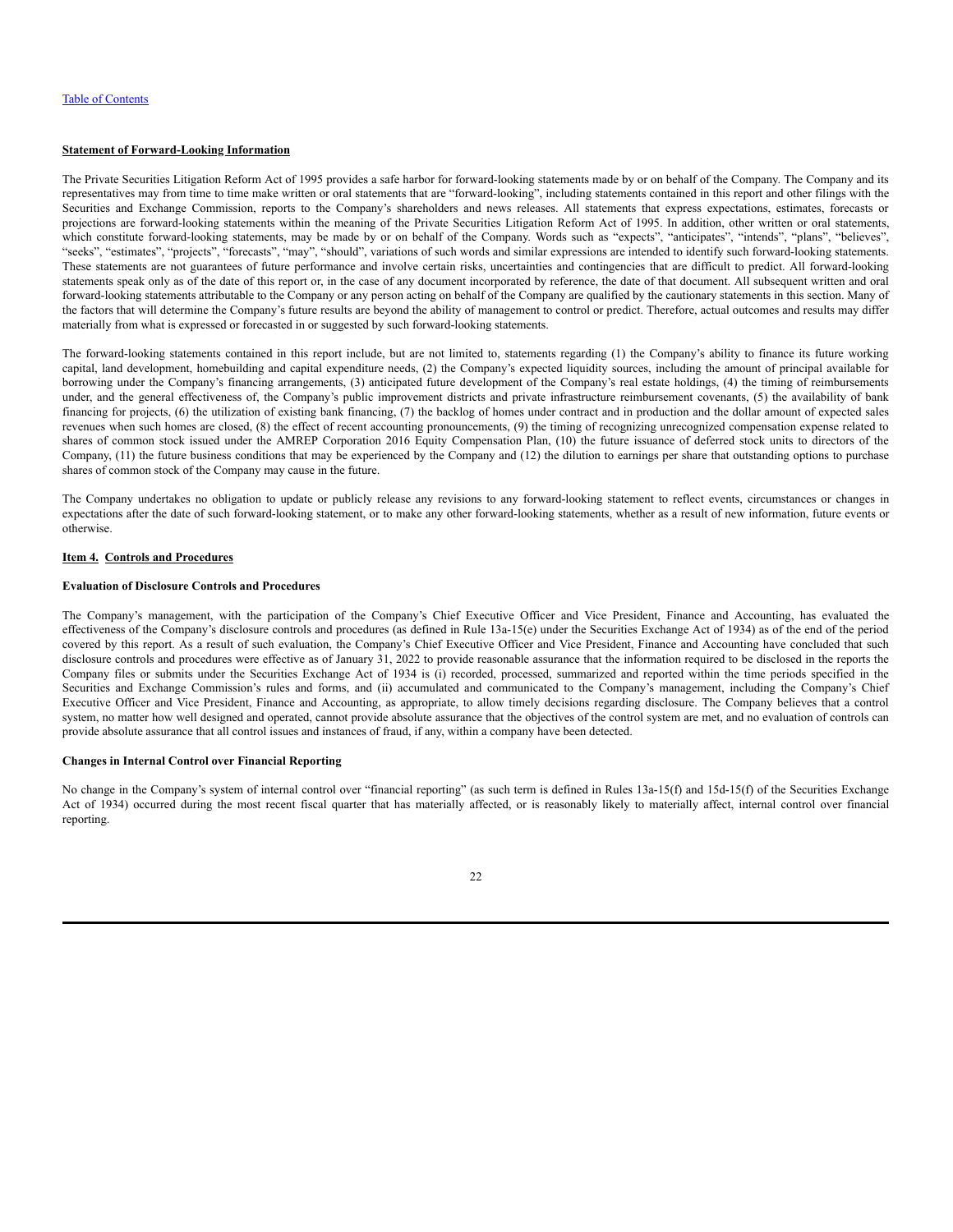[Table of Contents](#)

**Statement of Forward-Looking Information**

The Private Securities Litigation Reform Act of 1995 provides a safe harbor for forward-looking statements made by or on behalf of the Company. The Company and its representatives may from time to time make written or oral statements that are "forward-looking", including statements contained in this report and other filings with the Securities and Exchange Commission, reports to the Company's shareholders and news releases. All statements that express expectations, estimates, forecasts or projections are forward-looking statements within the meaning of the Private Securities Litigation Reform Act of 1995. In addition, other written or oral statements, which constitute forward-looking statements, may be made by or on behalf of the Company. Words such as "expects", "anticipates", "intends", "plans", "believes", "seeks", "estimates", "projects", "forecasts", "may", "should", variations of such words and similar expressions are intended to identify such forward-looking statements. These statements are not guarantees of future performance and involve certain risks, uncertainties and contingencies that are difficult to predict. All forward-looking statements speak only as of the date of this report or, in the case of any document incorporated by reference, the date of that document. All subsequent written and oral forward-looking statements attributable to the Company or any person acting on behalf of the Company are qualified by the cautionary statements in this section. Many of the factors that will determine the Company's future results are beyond the ability of management to control or predict. Therefore, actual outcomes and results may differ materially from what is expressed or forecasted in or suggested by such forward-looking statements.

The forward-looking statements contained in this report include, but are not limited to, statements regarding (1) the Company's ability to finance its future working capital, land development, homebuilding and capital expenditure needs, (2) the Company's expected liquidity sources, including the amount of principal available for borrowing under the Company's financing arrangements, (3) anticipated future development of the Company's real estate holdings, (4) the timing of reimbursements under, and the general effectiveness of, the Company's public improvement districts and private infrastructure reimbursement covenants, (5) the availability of bank financing for projects, (6) the utilization of existing bank financing, (7) the backlog of homes under contract and in production and the dollar amount of expected sales revenues when such homes are closed, (8) the effect of recent accounting pronouncements, (9) the timing of recognizing unrecognized compensation expense related to shares of common stock issued under the AMREP Corporation 2016 Equity Compensation Plan, (10) the future issuance of deferred stock units to directors of the Company, (11) the future business conditions that may be experienced by the Company and (12) the dilution to earnings per share that outstanding options to purchase shares of common stock of the Company may cause in the future.

The Company undertakes no obligation to update or publicly release any revisions to any forward-looking statement to reflect events, circumstances or changes in expectations after the date of such forward-looking statement, or to make any other forward-looking statements, whether as a result of new information, future events or otherwise.

**Item 4. Controls and Procedures**

**Evaluation of Disclosure Controls and Procedures**

The Company's management, with the participation of the Company's Chief Executive Officer and Vice President, Finance and Accounting, has evaluated the effectiveness of the Company's disclosure controls and procedures (as defined in Rule 13a-15(e) under the Securities Exchange Act of 1934) as of the end of the period covered by this report. As a result of such evaluation, the Company's Chief Executive Officer and Vice President, Finance and Accounting have concluded that such disclosure controls and procedures were effective as of January 31, 2022 to provide reasonable assurance that the information required to be disclosed in the reports the Company files or submits under the Securities Exchange Act of 1934 is (i) recorded, processed, summarized and reported within the time periods specified in the Securities and Exchange Commission's rules and forms, and (ii) accumulated and communicated to the Company's management, including the Company's Chief Executive Officer and Vice President, Finance and Accounting, as appropriate, to allow timely decisions regarding disclosure. The Company believes that a control system, no matter how well designed and operated, cannot provide absolute assurance that the objectives of the control system are met, and no evaluation of controls can provide absolute assurance that all control issues and instances of fraud, if any, within a company have been detected.

**Changes in Internal Control over Financial Reporting**

No change in the Company's system of internal control over "financial reporting" (as such term is defined in Rules 13a-15(f) and 15d-15(f) of the Securities Exchange Act of 1934) occurred during the most recent fiscal quarter that has materially affected, or is reasonably likely to materially affect, internal control over financial reporting.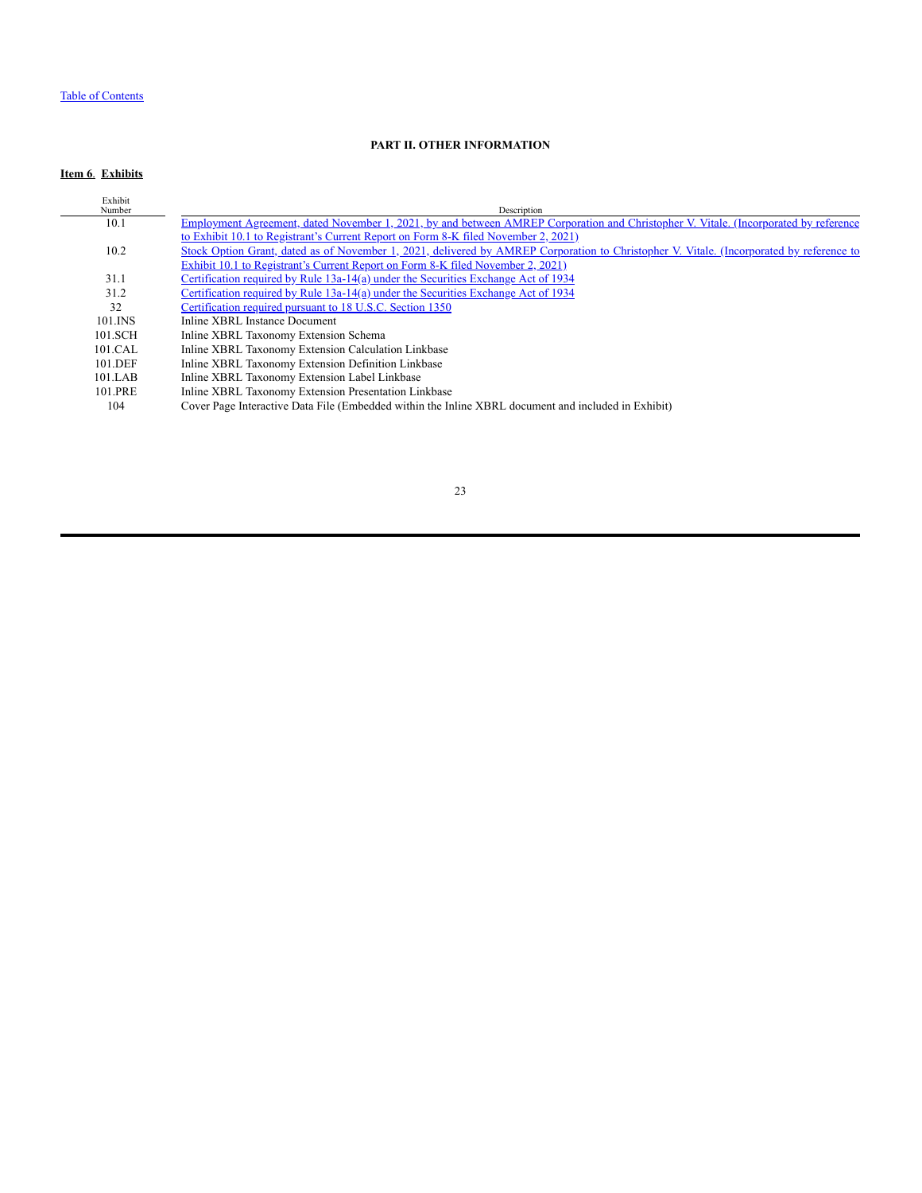## PART II. OTHER INFORMATION

### Item 6. Exhibits

| Exhibit Number | Description |
| --- | --- |
| 10.1 | Employment Agreement, dated November 1, 2021, by and between AMREP Corporation and Christopher V. Vitale. (Incorporated by reference to Exhibit 10.1 to Registrant's Current Report on Form 8-K filed November 2, 2021) |
| 10.2 | Stock Option Grant, dated as of November 1, 2021, delivered by AMREP Corporation to Christopher V. Vitale. (Incorporated by reference to Exhibit 10.1 to Registrant's Current Report on Form 8-K filed November 2, 2021) |
| 31.1 | Certification required by Rule 13a-14(a) under the Securities Exchange Act of 1934 |
| 31.2 | Certification required by Rule 13a-14(a) under the Securities Exchange Act of 1934 |
| 32 | Certification required pursuant to 18 U.S.C. Section 1350 |
| 101.INS | Inline XBRL Instance Document |
| 101.SCH | Inline XBRL Taxonomy Extension Schema |
| 101.CAL | Inline XBRL Taxonomy Extension Calculation Linkbase |
| 101.DEF | Inline XBRL Taxonomy Extension Definition Linkbase |
| 101.LAB | Inline XBRL Taxonomy Extension Label Linkbase |
| 101.PRE | Inline XBRL Taxonomy Extension Presentation Linkbase |
| 104 | Cover Page Interactive Data File (Embedded within the Inline XBRL document and included in Exhibit) |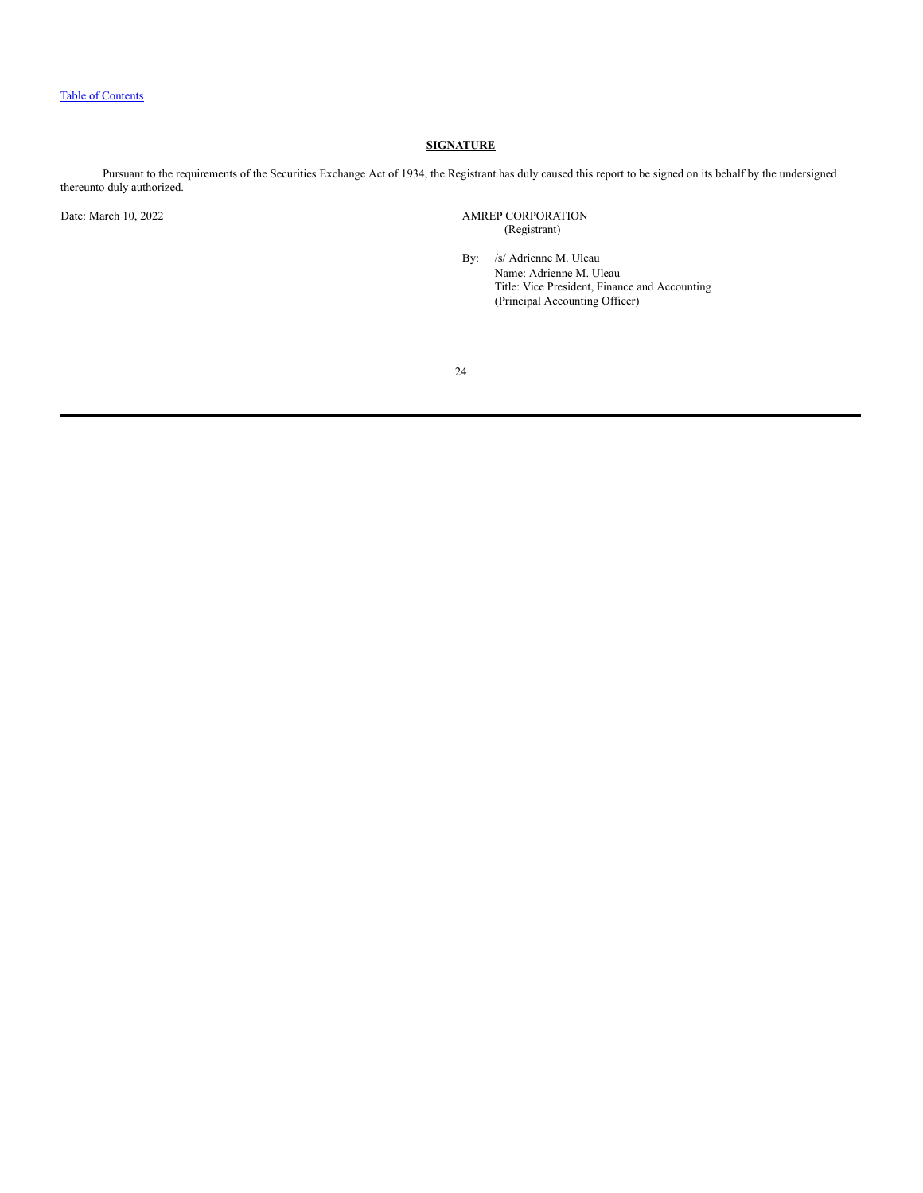## SIGNATURE

Pursuant to the requirements of the Securities Exchange Act of 1934, the Registrant has duly caused this report to be signed on its behalf by the undersigned thereunto duly authorized.

Date: March 10, 2022

AMREP CORPORATION
(Registrant)

By: /s/ Adrienne M. Uleau
Name: Adrienne M. Uleau
Title: Vice President, Finance and Accounting
(Principal Accounting Officer)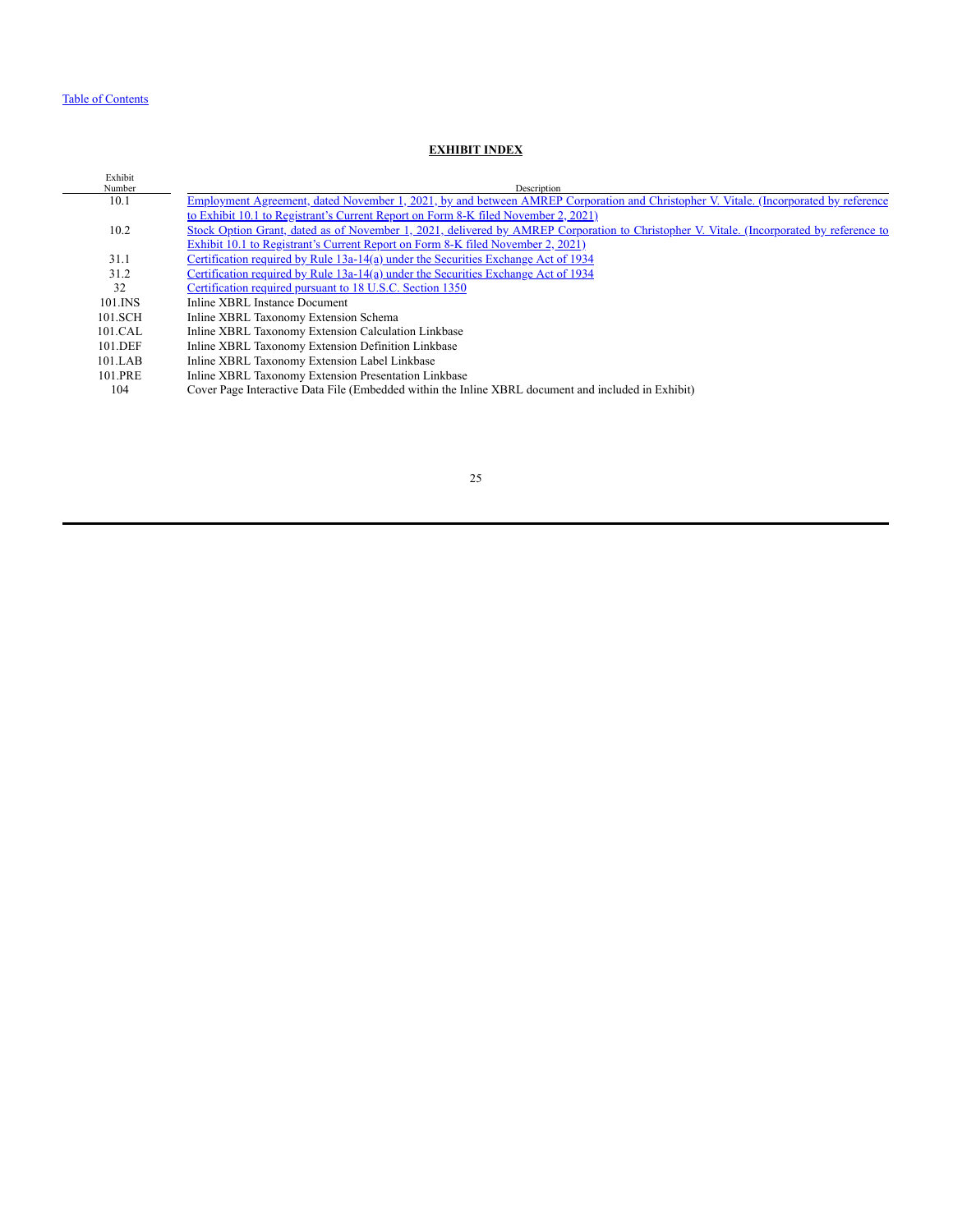## EXHIBIT INDEX

| Exhibit Number | Description |
|---|---|
| 10.1 | Employment Agreement, dated November 1, 2021, by and between AMREP Corporation and Christopher V. Vitale. (Incorporated by reference to Exhibit 10.1 to Registrant's Current Report on Form 8-K filed November 2, 2021) |
| 10.2 | Stock Option Grant, dated as of November 1, 2021, delivered by AMREP Corporation to Christopher V. Vitale. (Incorporated by reference to Exhibit 10.1 to Registrant's Current Report on Form 8-K filed November 2, 2021) |
| 31.1 | Certification required by Rule 13a-14(a) under the Securities Exchange Act of 1934 |
| 31.2 | Certification required by Rule 13a-14(a) under the Securities Exchange Act of 1934 |
| 32 | Certification required pursuant to 18 U.S.C. Section 1350 |
| 101.INS | Inline XBRL Instance Document |
| 101.SCH | Inline XBRL Taxonomy Extension Schema |
| 101.CAL | Inline XBRL Taxonomy Extension Calculation Linkbase |
| 101.DEF | Inline XBRL Taxonomy Extension Definition Linkbase |
| 101.LAB | Inline XBRL Taxonomy Extension Label Linkbase |
| 101.PRE | Inline XBRL Taxonomy Extension Presentation Linkbase |
| 104 | Cover Page Interactive Data File (Embedded within the Inline XBRL document and included in Exhibit) |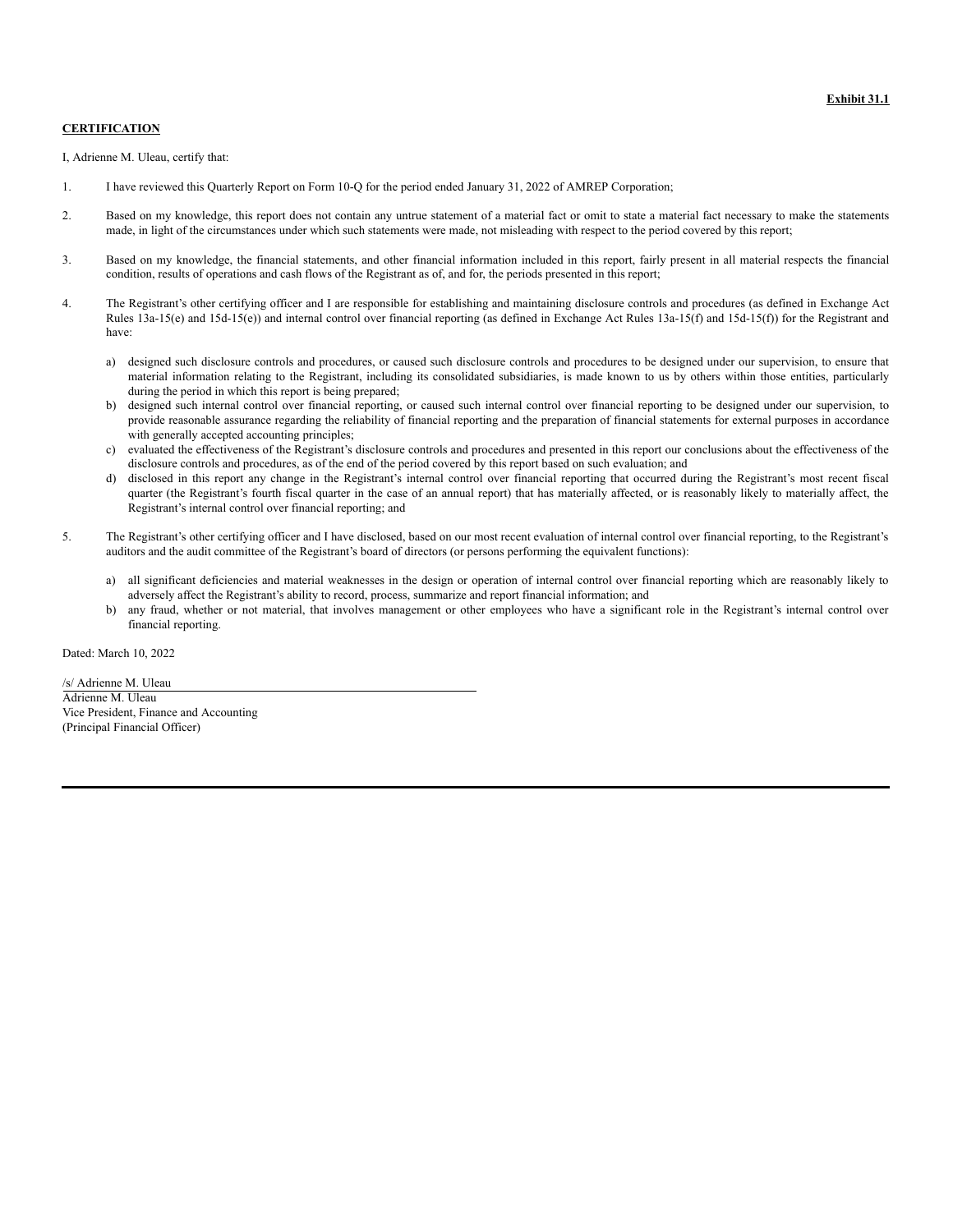**Exhibit 31.1**

**CERTIFICATION**

I, Adrienne M. Uleau, certify that:

1. I have reviewed this Quarterly Report on Form 10-Q for the period ended January 31, 2022 of AMREP Corporation;

2. Based on my knowledge, this report does not contain any untrue statement of a material fact or omit to state a material fact necessary to make the statements made, in light of the circumstances under which such statements were made, not misleading with respect to the period covered by this report;

3. Based on my knowledge, the financial statements, and other financial information included in this report, fairly present in all material respects the financial condition, results of operations and cash flows of the Registrant as of, and for, the periods presented in this report;

4. The Registrant's other certifying officer and I are responsible for establishing and maintaining disclosure controls and procedures (as defined in Exchange Act Rules 13a-15(e) and 15d-15(e)) and internal control over financial reporting (as defined in Exchange Act Rules 13a-15(f) and 15d-15(f)) for the Registrant and have:

   a) designed such disclosure controls and procedures, or caused such disclosure controls and procedures to be designed under our supervision, to ensure that material information relating to the Registrant, including its consolidated subsidiaries, is made known to us by others within those entities, particularly during the period in which this report is being prepared;
   b) designed such internal control over financial reporting, or caused such internal control over financial reporting to be designed under our supervision, to provide reasonable assurance regarding the reliability of financial reporting and the preparation of financial statements for external purposes in accordance with generally accepted accounting principles;
   c) evaluated the effectiveness of the Registrant's disclosure controls and procedures and presented in this report our conclusions about the effectiveness of the disclosure controls and procedures, as of the end of the period covered by this report based on such evaluation; and
   d) disclosed in this report any change in the Registrant's internal control over financial reporting that occurred during the Registrant's most recent fiscal quarter (the Registrant's fourth fiscal quarter in the case of an annual report) that has materially affected, or is reasonably likely to materially affect, the Registrant's internal control over financial reporting; and

5. The Registrant's other certifying officer and I have disclosed, based on our most recent evaluation of internal control over financial reporting, to the Registrant's auditors and the audit committee of the Registrant's board of directors (or persons performing the equivalent functions):

   a) all significant deficiencies and material weaknesses in the design or operation of internal control over financial reporting which are reasonably likely to adversely affect the Registrant's ability to record, process, summarize and report financial information; and
   b) any fraud, whether or not material, that involves management or other employees who have a significant role in the Registrant's internal control over financial reporting.

Dated: March 10, 2022

/s/ Adrienne M. Uleau
Adrienne M. Uleau
Vice President, Finance and Accounting
(Principal Financial Officer)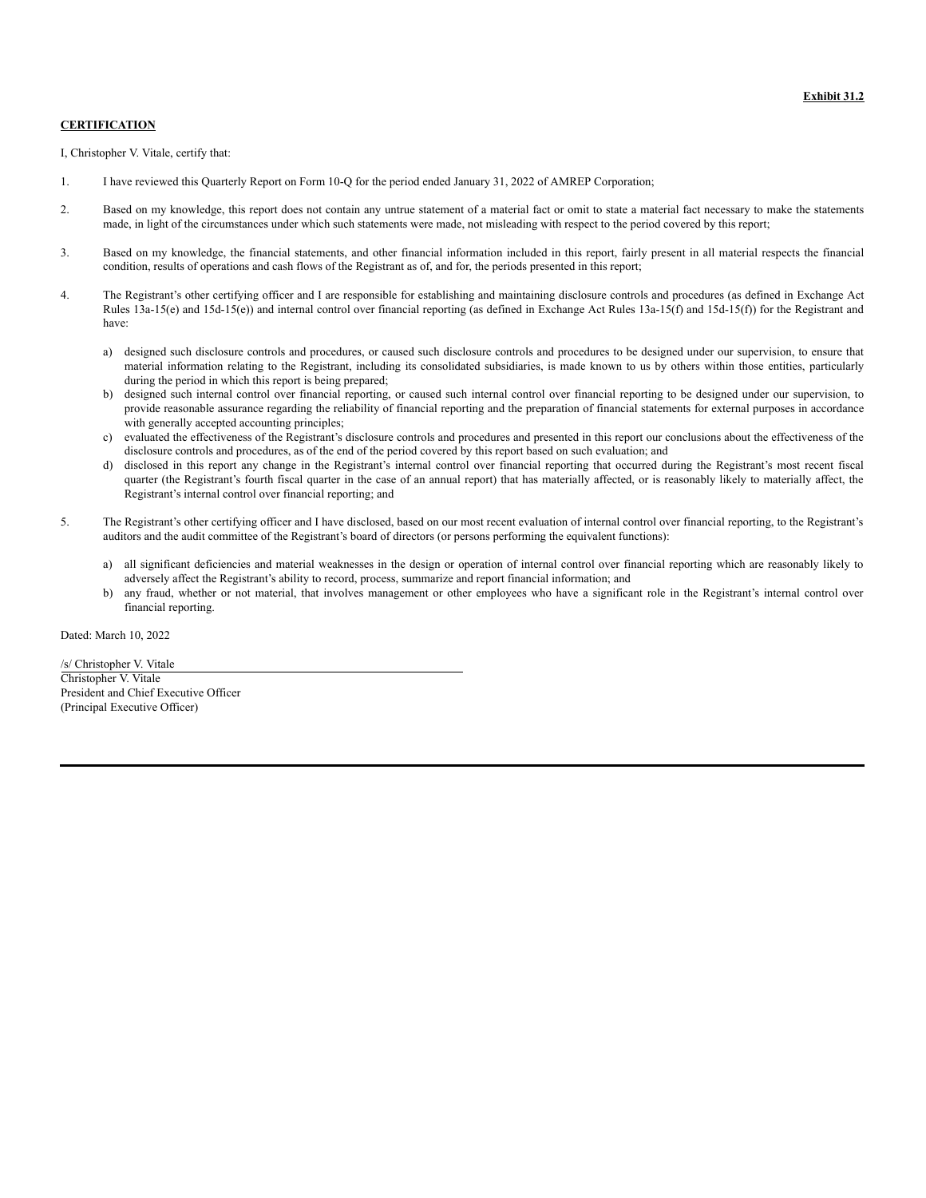**Exhibit 31.2**

**CERTIFICATION**

I, Christopher V. Vitale, certify that:

1. I have reviewed this Quarterly Report on Form 10-Q for the period ended January 31, 2022 of AMREP Corporation;

2. Based on my knowledge, this report does not contain any untrue statement of a material fact or omit to state a material fact necessary to make the statements made, in light of the circumstances under which such statements were made, not misleading with respect to the period covered by this report;

3. Based on my knowledge, the financial statements, and other financial information included in this report, fairly present in all material respects the financial condition, results of operations and cash flows of the Registrant as of, and for, the periods presented in this report;

4. The Registrant's other certifying officer and I are responsible for establishing and maintaining disclosure controls and procedures (as defined in Exchange Act Rules 13a-15(e) and 15d-15(e)) and internal control over financial reporting (as defined in Exchange Act Rules 13a-15(f) and 15d-15(f)) for the Registrant and have:

   a) designed such disclosure controls and procedures, or caused such disclosure controls and procedures to be designed under our supervision, to ensure that material information relating to the Registrant, including its consolidated subsidiaries, is made known to us by others within those entities, particularly during the period in which this report is being prepared;
   b) designed such internal control over financial reporting, or caused such internal control over financial reporting to be designed under our supervision, to provide reasonable assurance regarding the reliability of financial reporting and the preparation of financial statements for external purposes in accordance with generally accepted accounting principles;
   c) evaluated the effectiveness of the Registrant's disclosure controls and procedures and presented in this report our conclusions about the effectiveness of the disclosure controls and procedures, as of the end of the period covered by this report based on such evaluation; and
   d) disclosed in this report any change in the Registrant's internal control over financial reporting that occurred during the Registrant's most recent fiscal quarter (the Registrant's fourth fiscal quarter in the case of an annual report) that has materially affected, or is reasonably likely to materially affect, the Registrant's internal control over financial reporting; and

5. The Registrant's other certifying officer and I have disclosed, based on our most recent evaluation of internal control over financial reporting, to the Registrant's auditors and the audit committee of the Registrant's board of directors (or persons performing the equivalent functions):

   a) all significant deficiencies and material weaknesses in the design or operation of internal control over financial reporting which are reasonably likely to adversely affect the Registrant's ability to record, process, summarize and report financial information; and
   b) any fraud, whether or not material, that involves management or other employees who have a significant role in the Registrant's internal control over financial reporting.

Dated: March 10, 2022

/s/ Christopher V. Vitale
Christopher V. Vitale
President and Chief Executive Officer
(Principal Executive Officer)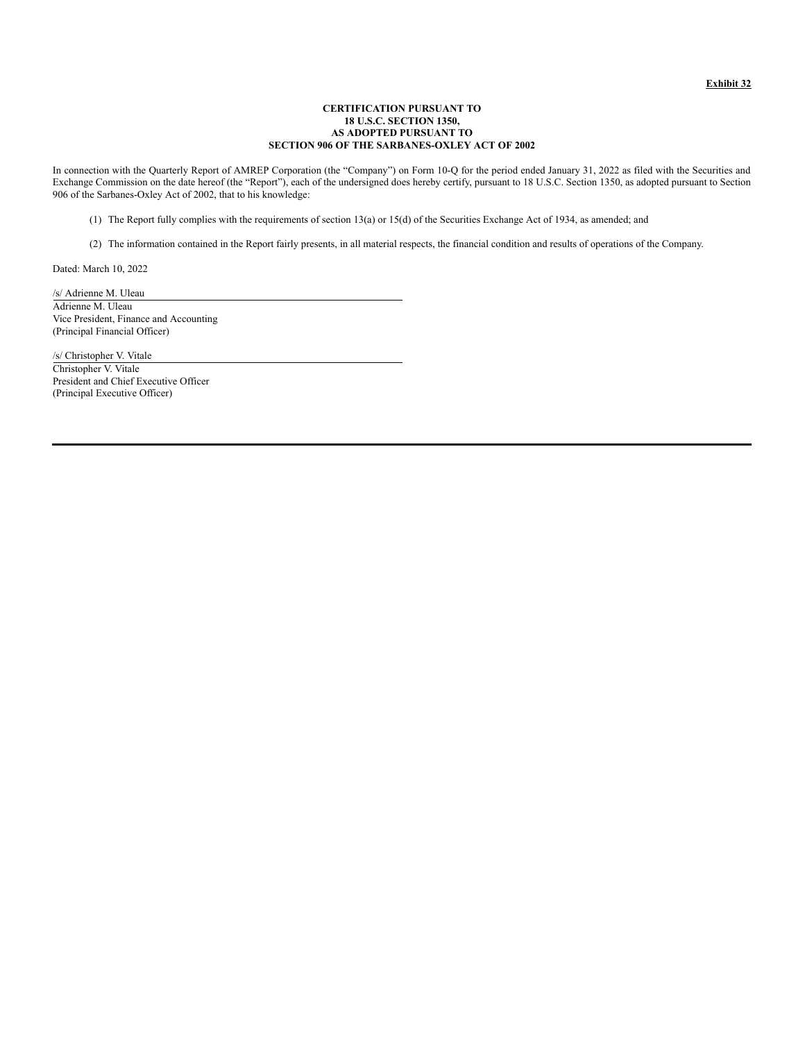**Exhibit 32**

**CERTIFICATION PURSUANT TO**
**18 U.S.C. SECTION 1350,**
**AS ADOPTED PURSUANT TO**
**SECTION 906 OF THE SARBANES-OXLEY ACT OF 2002**

In connection with the Quarterly Report of AMREP Corporation (the "Company") on Form 10-Q for the period ended January 31, 2022 as filed with the Securities and Exchange Commission on the date hereof (the "Report"), each of the undersigned does hereby certify, pursuant to 18 U.S.C. Section 1350, as adopted pursuant to Section 906 of the Sarbanes-Oxley Act of 2002, that to his knowledge:

(1) The Report fully complies with the requirements of section 13(a) or 15(d) of the Securities Exchange Act of 1934, as amended; and

(2) The information contained in the Report fairly presents, in all material respects, the financial condition and results of operations of the Company.

Dated: March 10, 2022

/s/ Adrienne M. Uleau
Adrienne M. Uleau
Vice President, Finance and Accounting
(Principal Financial Officer)

/s/ Christopher V. Vitale
Christopher V. Vitale
President and Chief Executive Officer
(Principal Executive Officer)